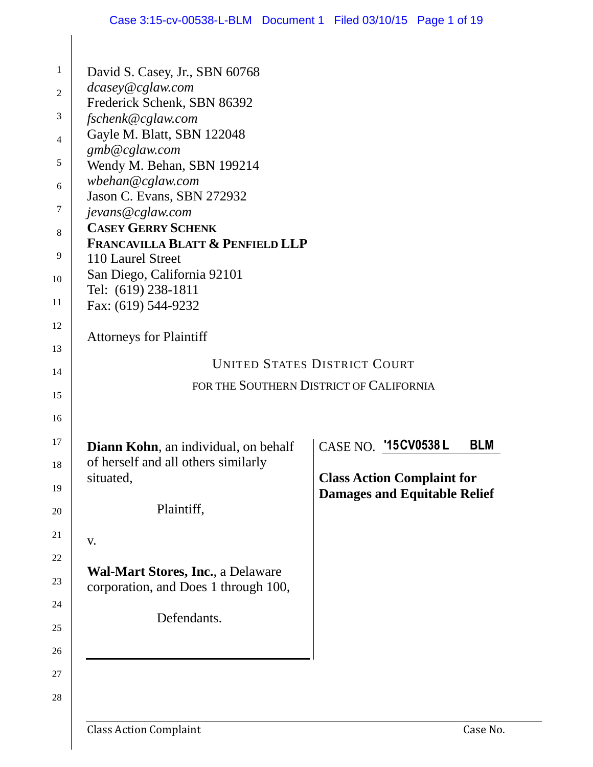David S. Casey, Jr., SBN 60768
*dcasey@cglaw.com*
Frederick Schenk, SBN 86392
*fschenk@cglaw.com*
Gayle M. Blatt, SBN 122048
*gmb@cglaw.com*
Wendy M. Behan, SBN 199214
*wbehan@cglaw.com*
Jason C. Evans, SBN 272932
*jevans@cglaw.com*
**CASEY GERRY SCHENK**
**FRANCAVILLA BLATT & PENFIELD LLP**
110 Laurel Street
San Diego, California 92101
Tel: (619) 238-1811
Fax: (619) 544-9232

Attorneys for Plaintiff

UNITED STATES DISTRICT COURT

FOR THE SOUTHERN DISTRICT OF CALIFORNIA

**Diann Kohn**, an individual, on behalf of herself and all others similarly situated,

Plaintiff,

v.

**Wal-Mart Stores, Inc.**, a Delaware corporation, and Does 1 through 100,

Defendants.

CASE NO. **'15CV0538 L BLM**

**Class Action Complaint for Damages and Equitable Relief**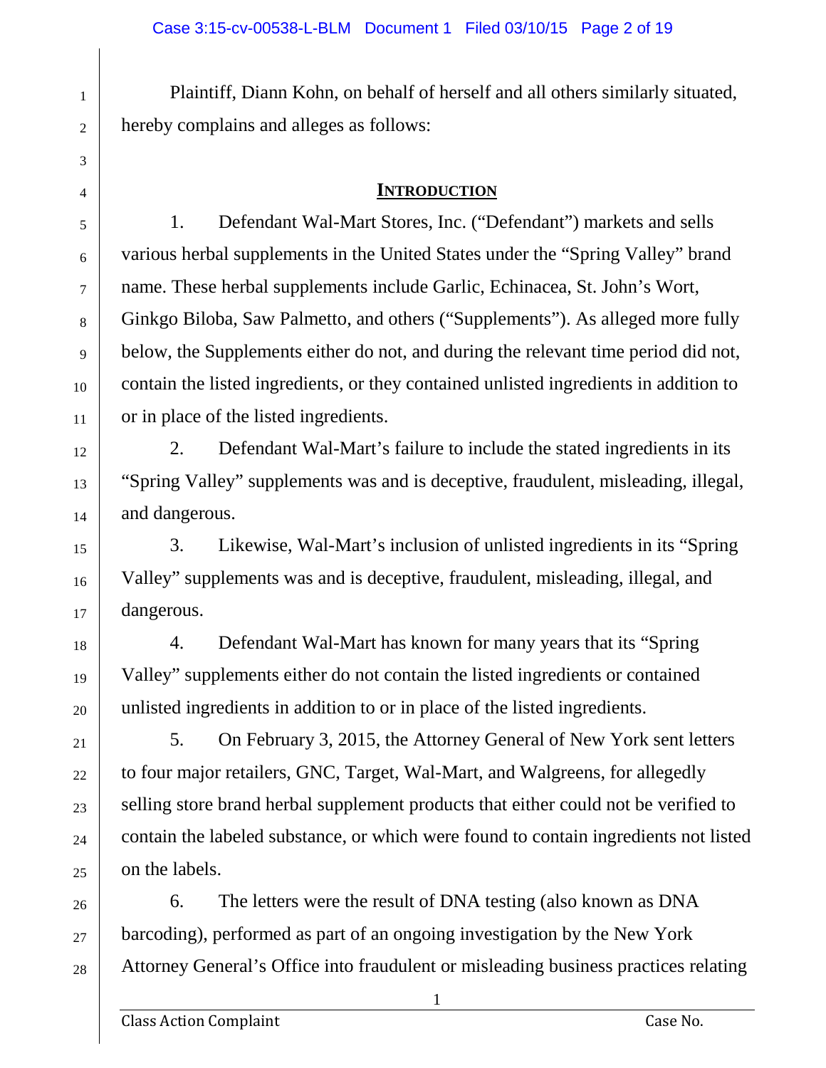Plaintiff, Diann Kohn, on behalf of herself and all others similarly situated, hereby complains and alleges as follows:

## INTRODUCTION

1. Defendant Wal-Mart Stores, Inc. ("Defendant") markets and sells various herbal supplements in the United States under the "Spring Valley" brand name. These herbal supplements include Garlic, Echinacea, St. John's Wort, Ginkgo Biloba, Saw Palmetto, and others ("Supplements"). As alleged more fully below, the Supplements either do not, and during the relevant time period did not, contain the listed ingredients, or they contained unlisted ingredients in addition to or in place of the listed ingredients.

2. Defendant Wal-Mart's failure to include the stated ingredients in its "Spring Valley" supplements was and is deceptive, fraudulent, misleading, illegal, and dangerous.

3. Likewise, Wal-Mart's inclusion of unlisted ingredients in its "Spring Valley" supplements was and is deceptive, fraudulent, misleading, illegal, and dangerous.

4. Defendant Wal-Mart has known for many years that its "Spring Valley" supplements either do not contain the listed ingredients or contained unlisted ingredients in addition to or in place of the listed ingredients.

5. On February 3, 2015, the Attorney General of New York sent letters to four major retailers, GNC, Target, Wal-Mart, and Walgreens, for allegedly selling store brand herbal supplement products that either could not be verified to contain the labeled substance, or which were found to contain ingredients not listed on the labels.

6. The letters were the result of DNA testing (also known as DNA barcoding), performed as part of an ongoing investigation by the New York Attorney General's Office into fraudulent or misleading business practices relating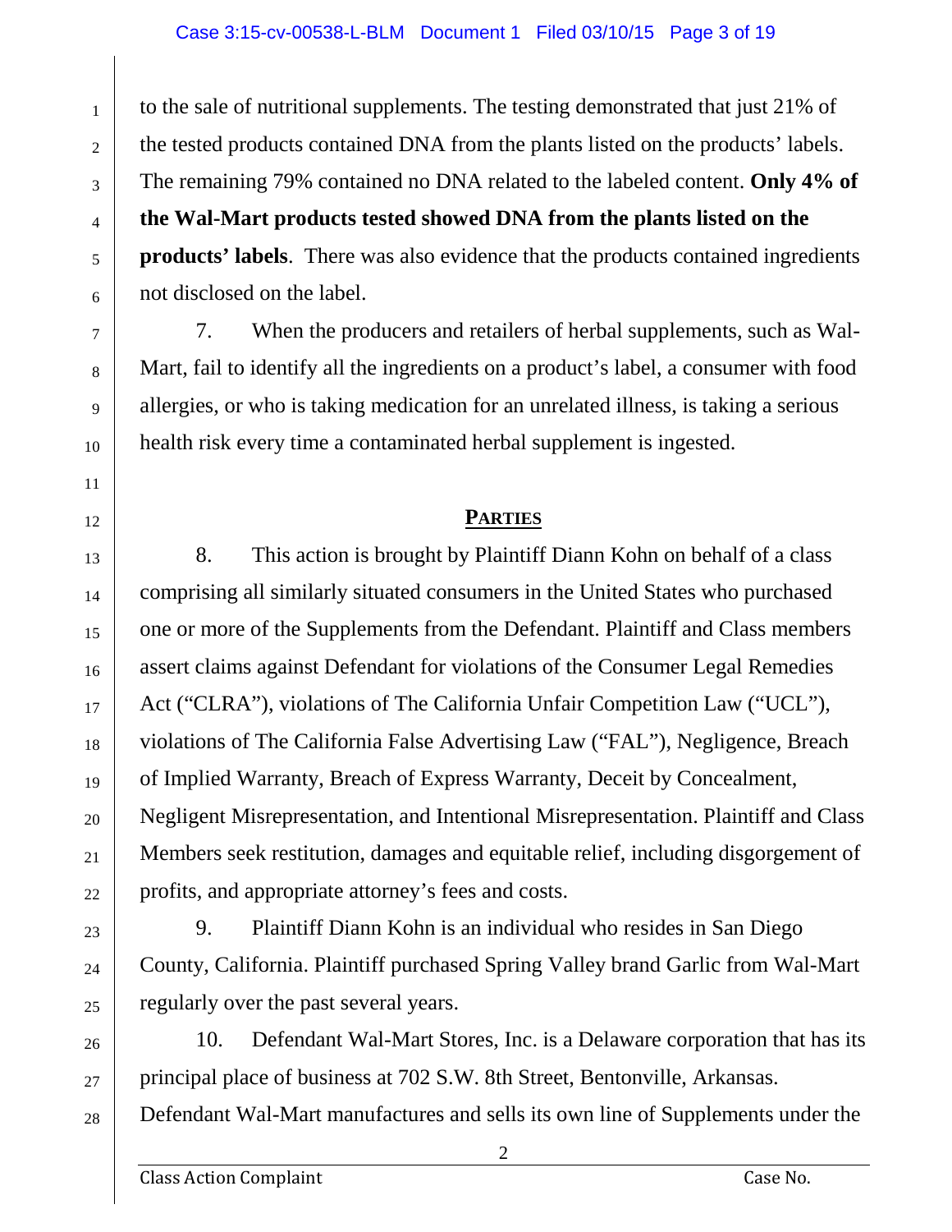to the sale of nutritional supplements. The testing demonstrated that just 21% of the tested products contained DNA from the plants listed on the products' labels. The remaining 79% contained no DNA related to the labeled content. **Only 4% of the Wal-Mart products tested showed DNA from the plants listed on the products' labels**. There was also evidence that the products contained ingredients not disclosed on the label.

7. When the producers and retailers of herbal supplements, such as Wal-Mart, fail to identify all the ingredients on a product's label, a consumer with food allergies, or who is taking medication for an unrelated illness, is taking a serious health risk every time a contaminated herbal supplement is ingested.

## PARTIES

8. This action is brought by Plaintiff Diann Kohn on behalf of a class comprising all similarly situated consumers in the United States who purchased one or more of the Supplements from the Defendant. Plaintiff and Class members assert claims against Defendant for violations of the Consumer Legal Remedies Act ("CLRA"), violations of The California Unfair Competition Law ("UCL"), violations of The California False Advertising Law ("FAL"), Negligence, Breach of Implied Warranty, Breach of Express Warranty, Deceit by Concealment, Negligent Misrepresentation, and Intentional Misrepresentation. Plaintiff and Class Members seek restitution, damages and equitable relief, including disgorgement of profits, and appropriate attorney's fees and costs.

9. Plaintiff Diann Kohn is an individual who resides in San Diego County, California. Plaintiff purchased Spring Valley brand Garlic from Wal-Mart regularly over the past several years.

10. Defendant Wal-Mart Stores, Inc. is a Delaware corporation that has its principal place of business at 702 S.W. 8th Street, Bentonville, Arkansas. Defendant Wal-Mart manufactures and sells its own line of Supplements under the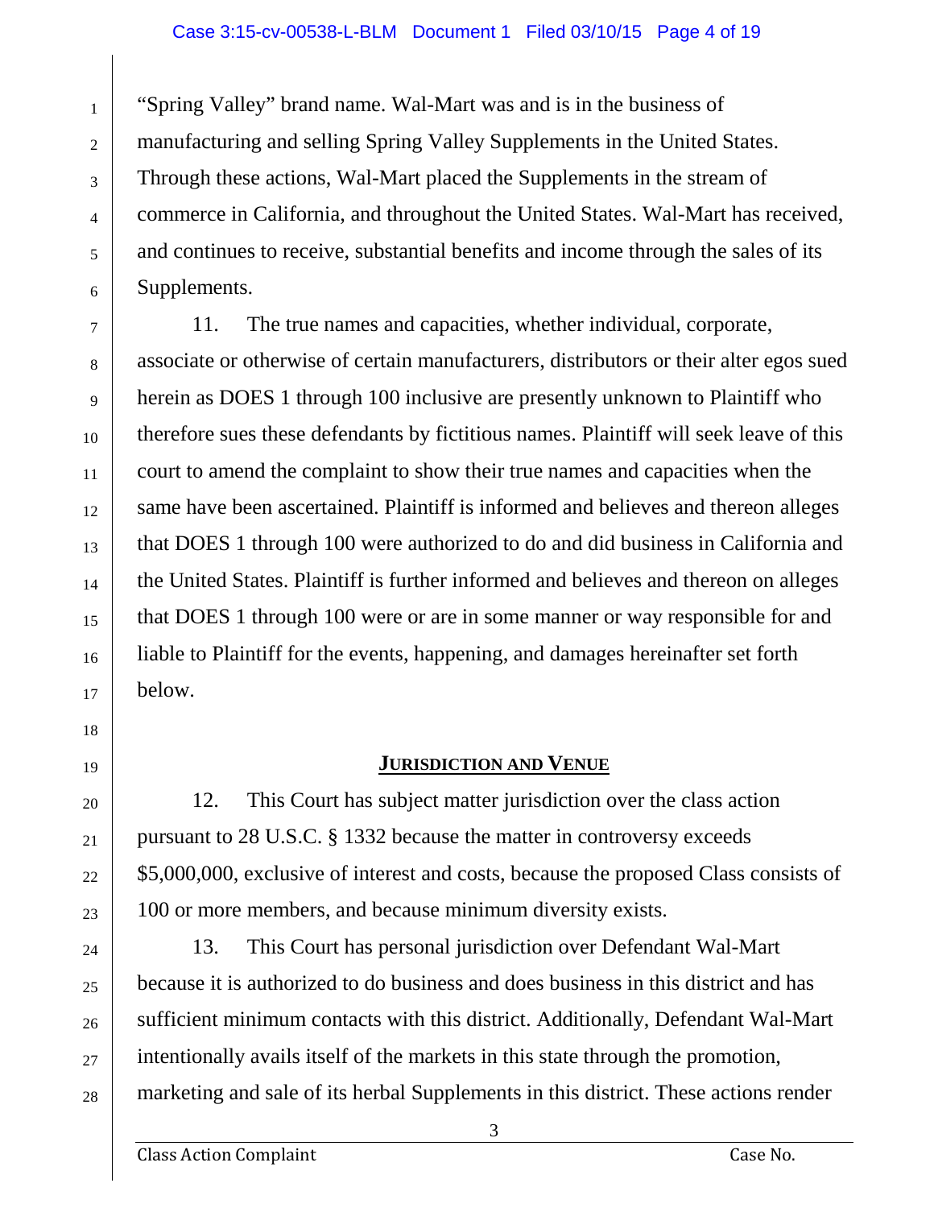"Spring Valley" brand name. Wal-Mart was and is in the business of manufacturing and selling Spring Valley Supplements in the United States. Through these actions, Wal-Mart placed the Supplements in the stream of commerce in California, and throughout the United States. Wal-Mart has received, and continues to receive, substantial benefits and income through the sales of its Supplements.

11. The true names and capacities, whether individual, corporate, associate or otherwise of certain manufacturers, distributors or their alter egos sued herein as DOES 1 through 100 inclusive are presently unknown to Plaintiff who therefore sues these defendants by fictitious names. Plaintiff will seek leave of this court to amend the complaint to show their true names and capacities when the same have been ascertained. Plaintiff is informed and believes and thereon alleges that DOES 1 through 100 were authorized to do and did business in California and the United States. Plaintiff is further informed and believes and thereon on alleges that DOES 1 through 100 were or are in some manner or way responsible for and liable to Plaintiff for the events, happening, and damages hereinafter set forth below.

## JURISDICTION AND VENUE

12. This Court has subject matter jurisdiction over the class action pursuant to 28 U.S.C. § 1332 because the matter in controversy exceeds $5,000,000, exclusive of interest and costs, because the proposed Class consists of 100 or more members, and because minimum diversity exists.

13. This Court has personal jurisdiction over Defendant Wal-Mart because it is authorized to do business and does business in this district and has sufficient minimum contacts with this district. Additionally, Defendant Wal-Mart intentionally avails itself of the markets in this state through the promotion, marketing and sale of its herbal Supplements in this district. These actions render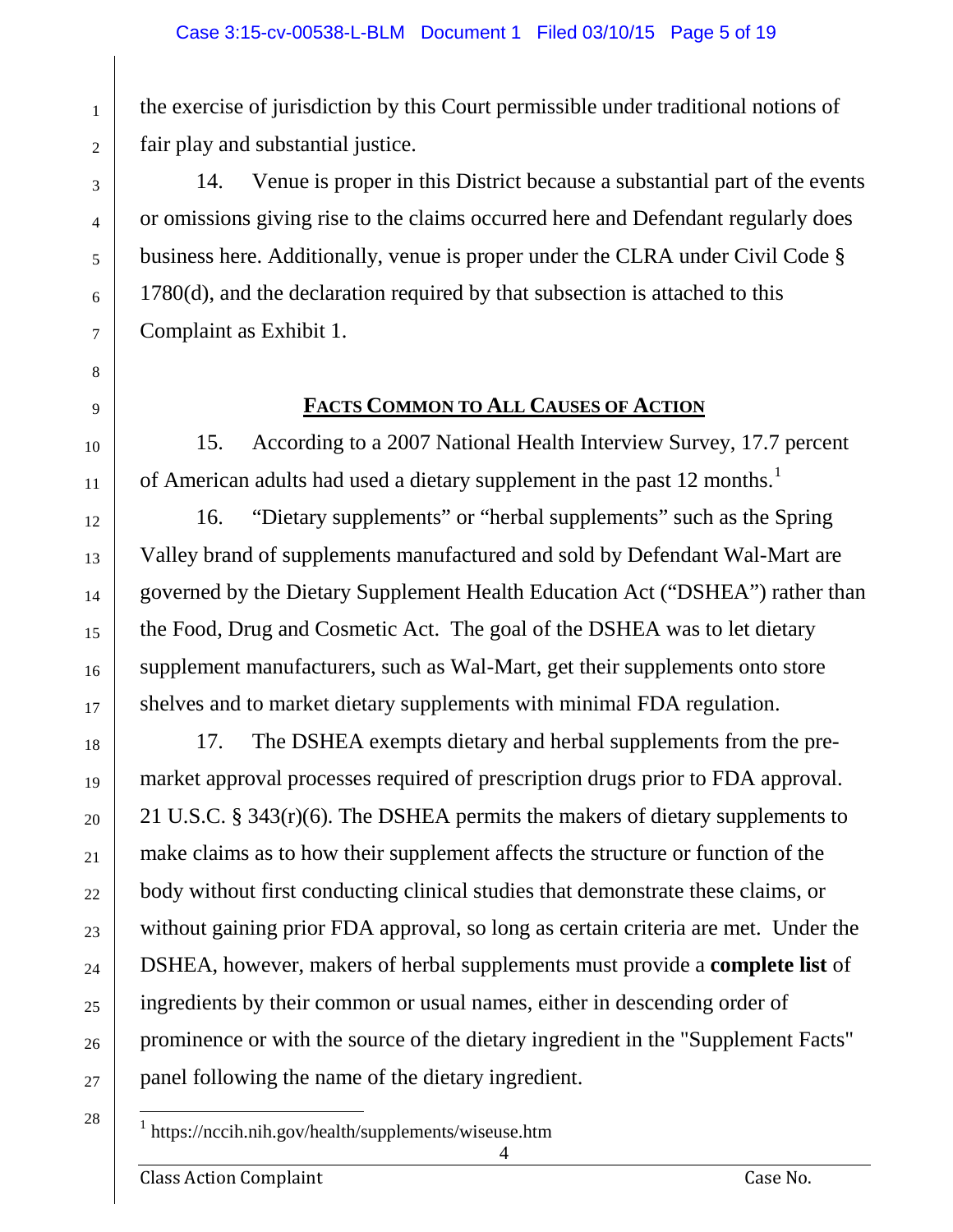the exercise of jurisdiction by this Court permissible under traditional notions of fair play and substantial justice.

14. Venue is proper in this District because a substantial part of the events or omissions giving rise to the claims occurred here and Defendant regularly does business here. Additionally, venue is proper under the CLRA under Civil Code § 1780(d), and the declaration required by that subsection is attached to this Complaint as Exhibit 1.

## FACTS COMMON TO ALL CAUSES OF ACTION

15. According to a 2007 National Health Interview Survey, 17.7 percent of American adults had used a dietary supplement in the past 12 months.[1]

16. "Dietary supplements" or "herbal supplements" such as the Spring Valley brand of supplements manufactured and sold by Defendant Wal-Mart are governed by the Dietary Supplement Health Education Act ("DSHEA") rather than the Food, Drug and Cosmetic Act. The goal of the DSHEA was to let dietary supplement manufacturers, such as Wal-Mart, get their supplements onto store shelves and to market dietary supplements with minimal FDA regulation.

17. The DSHEA exempts dietary and herbal supplements from the pre-market approval processes required of prescription drugs prior to FDA approval. 21 U.S.C. § 343(r)(6). The DSHEA permits the makers of dietary supplements to make claims as to how their supplement affects the structure or function of the body without first conducting clinical studies that demonstrate these claims, or without gaining prior FDA approval, so long as certain criteria are met. Under the DSHEA, however, makers of herbal supplements must provide a **complete list** of ingredients by their common or usual names, either in descending order of prominence or with the source of the dietary ingredient in the "Supplement Facts" panel following the name of the dietary ingredient.

[1] https://nccih.nih.gov/health/supplements/wiseuse.htm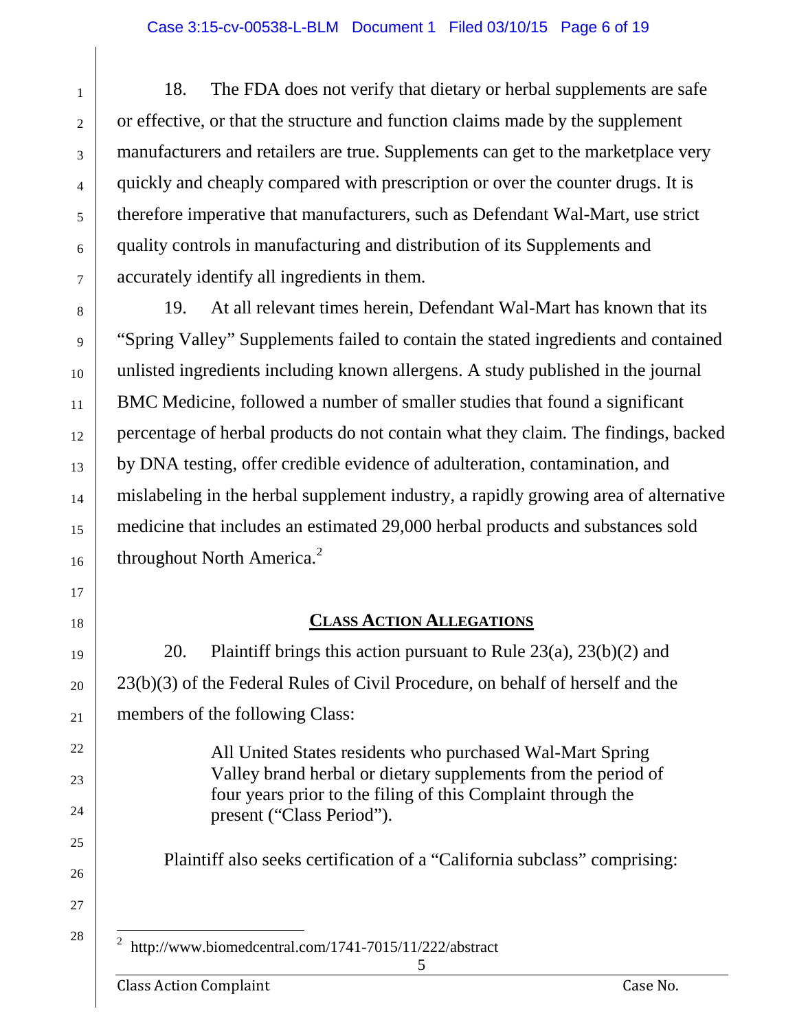18. The FDA does not verify that dietary or herbal supplements are safe or effective, or that the structure and function claims made by the supplement manufacturers and retailers are true. Supplements can get to the marketplace very quickly and cheaply compared with prescription or over the counter drugs. It is therefore imperative that manufacturers, such as Defendant Wal-Mart, use strict quality controls in manufacturing and distribution of its Supplements and accurately identify all ingredients in them.

19. At all relevant times herein, Defendant Wal-Mart has known that its "Spring Valley" Supplements failed to contain the stated ingredients and contained unlisted ingredients including known allergens. A study published in the journal BMC Medicine, followed a number of smaller studies that found a significant percentage of herbal products do not contain what they claim. The findings, backed by DNA testing, offer credible evidence of adulteration, contamination, and mislabeling in the herbal supplement industry, a rapidly growing area of alternative medicine that includes an estimated 29,000 herbal products and substances sold throughout North America.[2]

## CLASS ACTION ALLEGATIONS

20. Plaintiff brings this action pursuant to Rule 23(a), 23(b)(2) and 23(b)(3) of the Federal Rules of Civil Procedure, on behalf of herself and the members of the following Class:

> All United States residents who purchased Wal-Mart Spring Valley brand herbal or dietary supplements from the period of four years prior to the filing of this Complaint through the present ("Class Period").

Plaintiff also seeks certification of a "California subclass" comprising:

---

[2] http://www.biomedcentral.com/1741-7015/11/222/abstract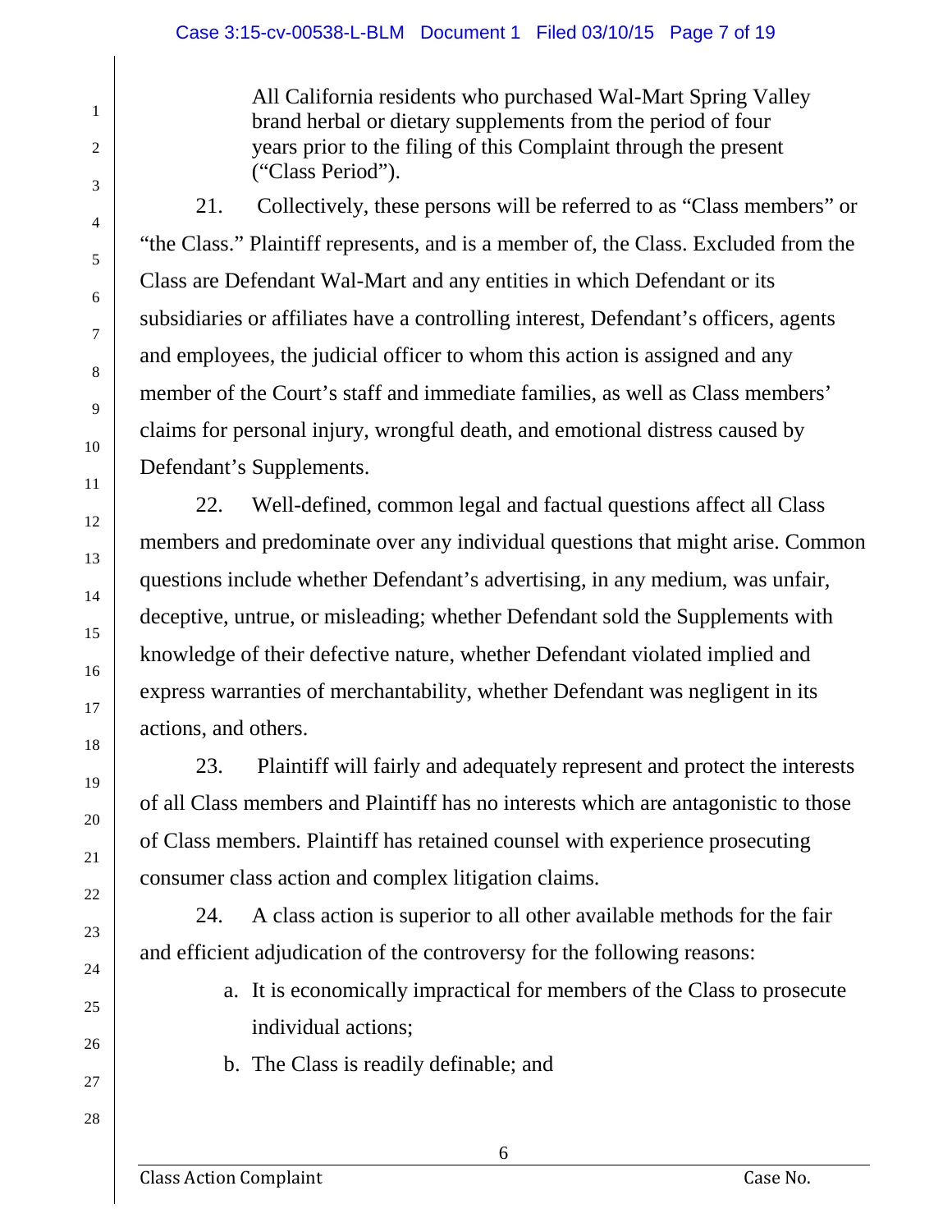All California residents who purchased Wal-Mart Spring Valley brand herbal or dietary supplements from the period of four years prior to the filing of this Complaint through the present ("Class Period").

21. Collectively, these persons will be referred to as "Class members" or "the Class." Plaintiff represents, and is a member of, the Class. Excluded from the Class are Defendant Wal-Mart and any entities in which Defendant or its subsidiaries or affiliates have a controlling interest, Defendant's officers, agents and employees, the judicial officer to whom this action is assigned and any member of the Court's staff and immediate families, as well as Class members' claims for personal injury, wrongful death, and emotional distress caused by Defendant's Supplements.

22. Well-defined, common legal and factual questions affect all Class members and predominate over any individual questions that might arise. Common questions include whether Defendant's advertising, in any medium, was unfair, deceptive, untrue, or misleading; whether Defendant sold the Supplements with knowledge of their defective nature, whether Defendant violated implied and express warranties of merchantability, whether Defendant was negligent in its actions, and others.

23. Plaintiff will fairly and adequately represent and protect the interests of all Class members and Plaintiff has no interests which are antagonistic to those of Class members. Plaintiff has retained counsel with experience prosecuting consumer class action and complex litigation claims.

24. A class action is superior to all other available methods for the fair and efficient adjudication of the controversy for the following reasons:

a. It is economically impractical for members of the Class to prosecute individual actions;

b. The Class is readily definable; and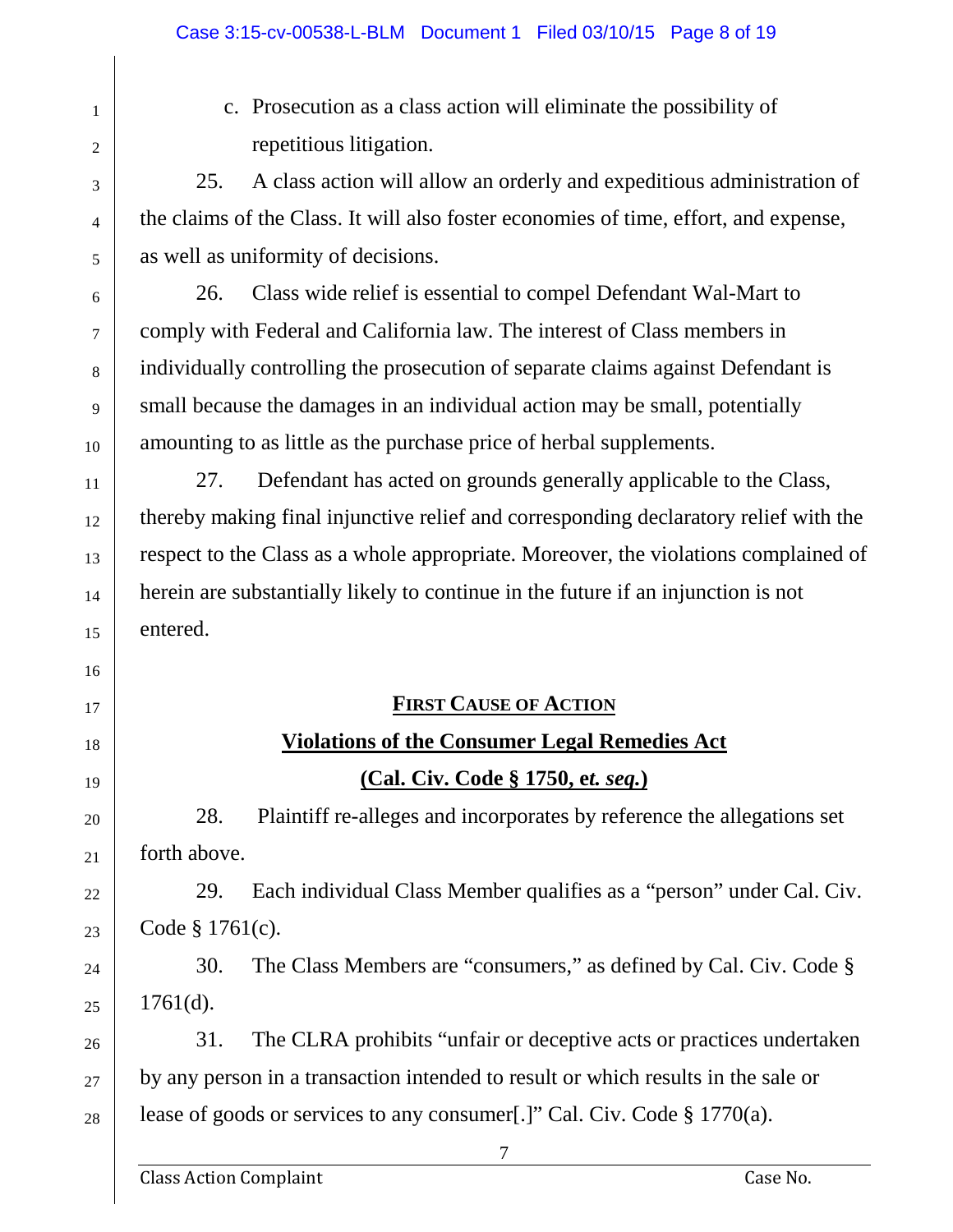c. Prosecution as a class action will eliminate the possibility of repetitious litigation.

25. A class action will allow an orderly and expeditious administration of the claims of the Class. It will also foster economies of time, effort, and expense, as well as uniformity of decisions.

26. Class wide relief is essential to compel Defendant Wal-Mart to comply with Federal and California law. The interest of Class members in individually controlling the prosecution of separate claims against Defendant is small because the damages in an individual action may be small, potentially amounting to as little as the purchase price of herbal supplements.

27. Defendant has acted on grounds generally applicable to the Class, thereby making final injunctive relief and corresponding declaratory relief with the respect to the Class as a whole appropriate. Moreover, the violations complained of herein are substantially likely to continue in the future if an injunction is not entered.

## **FIRST CAUSE OF ACTION**

## **Violations of the Consumer Legal Remedies Act**

## **(Cal. Civ. Code § 1750, e*t. seq.*)**

28. Plaintiff re-alleges and incorporates by reference the allegations set forth above.

29. Each individual Class Member qualifies as a "person" under Cal. Civ. Code § 1761(c).

30. The Class Members are "consumers," as defined by Cal. Civ. Code § 1761(d).

31. The CLRA prohibits "unfair or deceptive acts or practices undertaken by any person in a transaction intended to result or which results in the sale or lease of goods or services to any consumer[.]" Cal. Civ. Code § 1770(a).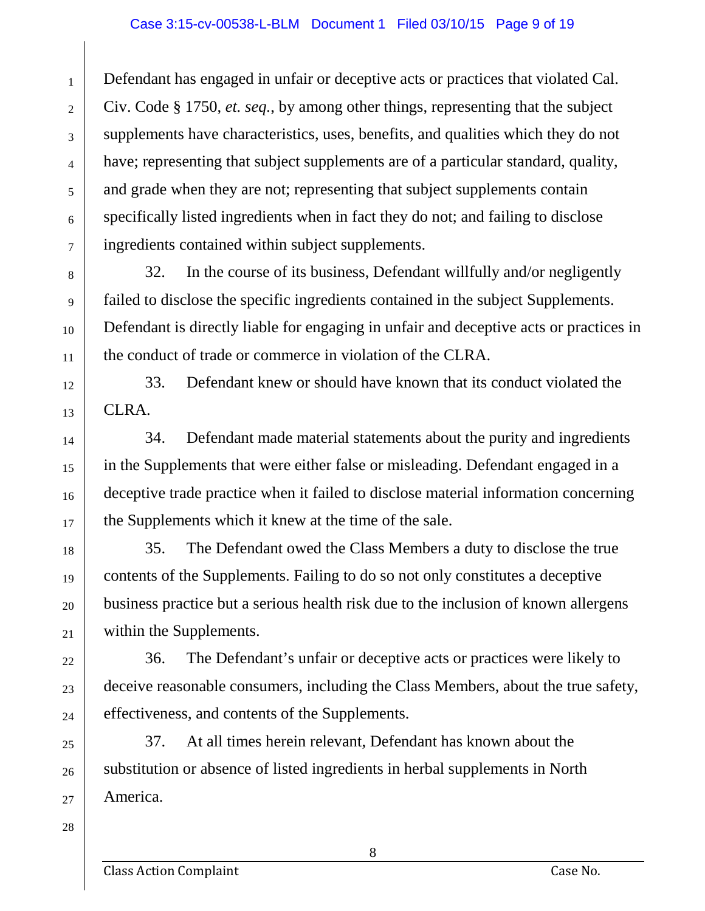Defendant has engaged in unfair or deceptive acts or practices that violated Cal. Civ. Code § 1750, *et. seq.*, by among other things, representing that the subject supplements have characteristics, uses, benefits, and qualities which they do not have; representing that subject supplements are of a particular standard, quality, and grade when they are not; representing that subject supplements contain specifically listed ingredients when in fact they do not; and failing to disclose ingredients contained within subject supplements.

32. In the course of its business, Defendant willfully and/or negligently failed to disclose the specific ingredients contained in the subject Supplements. Defendant is directly liable for engaging in unfair and deceptive acts or practices in the conduct of trade or commerce in violation of the CLRA.

33. Defendant knew or should have known that its conduct violated the CLRA.

34. Defendant made material statements about the purity and ingredients in the Supplements that were either false or misleading. Defendant engaged in a deceptive trade practice when it failed to disclose material information concerning the Supplements which it knew at the time of the sale.

35. The Defendant owed the Class Members a duty to disclose the true contents of the Supplements. Failing to do so not only constitutes a deceptive business practice but a serious health risk due to the inclusion of known allergens within the Supplements.

36. The Defendant's unfair or deceptive acts or practices were likely to deceive reasonable consumers, including the Class Members, about the true safety, effectiveness, and contents of the Supplements.

37. At all times herein relevant, Defendant has known about the substitution or absence of listed ingredients in herbal supplements in North America.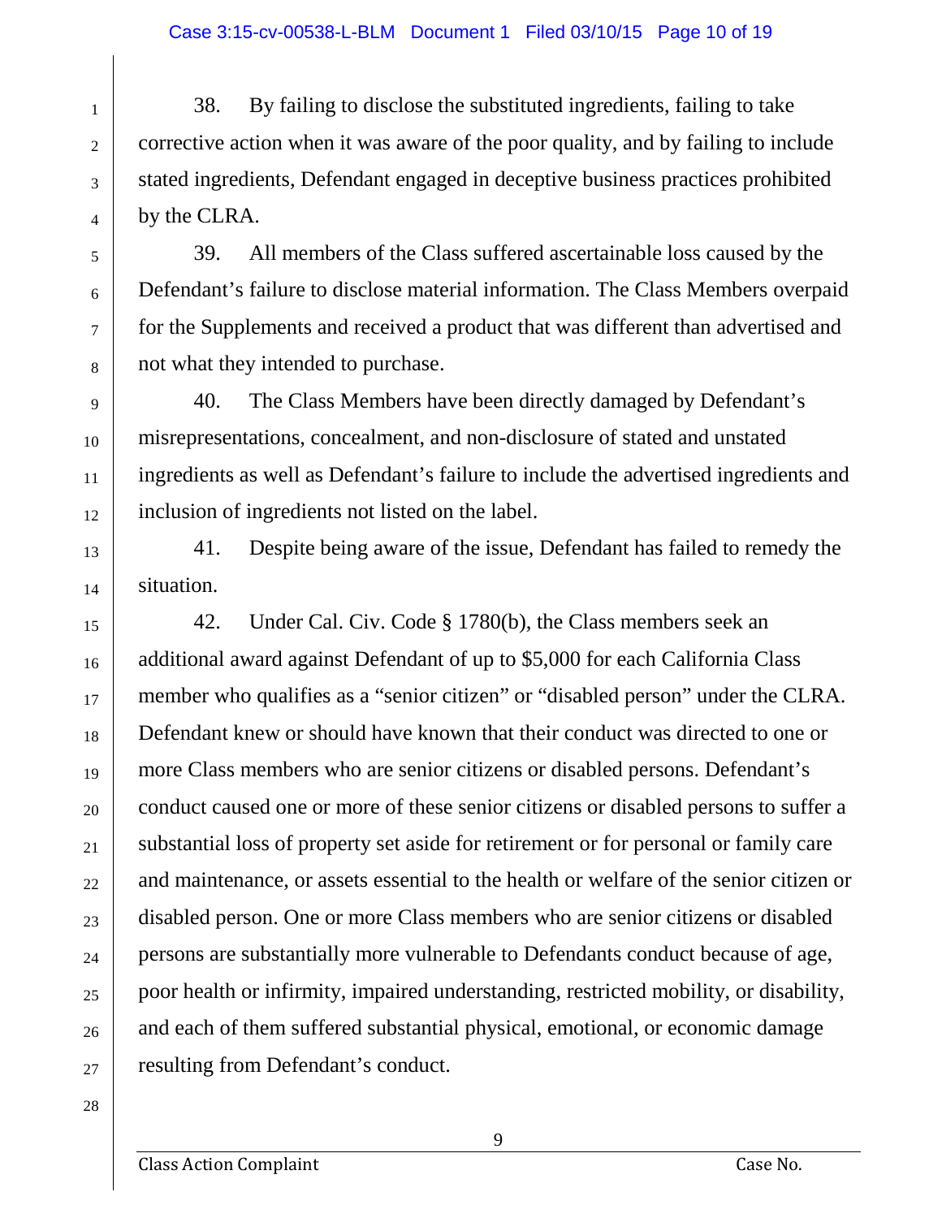38. By failing to disclose the substituted ingredients, failing to take corrective action when it was aware of the poor quality, and by failing to include stated ingredients, Defendant engaged in deceptive business practices prohibited by the CLRA.

39. All members of the Class suffered ascertainable loss caused by the Defendant's failure to disclose material information. The Class Members overpaid for the Supplements and received a product that was different than advertised and not what they intended to purchase.

40. The Class Members have been directly damaged by Defendant's misrepresentations, concealment, and non-disclosure of stated and unstated ingredients as well as Defendant's failure to include the advertised ingredients and inclusion of ingredients not listed on the label.

41. Despite being aware of the issue, Defendant has failed to remedy the situation.

42. Under Cal. Civ. Code § 1780(b), the Class members seek an additional award against Defendant of up to $5,000 for each California Class member who qualifies as a "senior citizen" or "disabled person" under the CLRA. Defendant knew or should have known that their conduct was directed to one or more Class members who are senior citizens or disabled persons. Defendant's conduct caused one or more of these senior citizens or disabled persons to suffer a substantial loss of property set aside for retirement or for personal or family care and maintenance, or assets essential to the health or welfare of the senior citizen or disabled person. One or more Class members who are senior citizens or disabled persons are substantially more vulnerable to Defendants conduct because of age, poor health or infirmity, impaired understanding, restricted mobility, or disability, and each of them suffered substantial physical, emotional, or economic damage resulting from Defendant's conduct.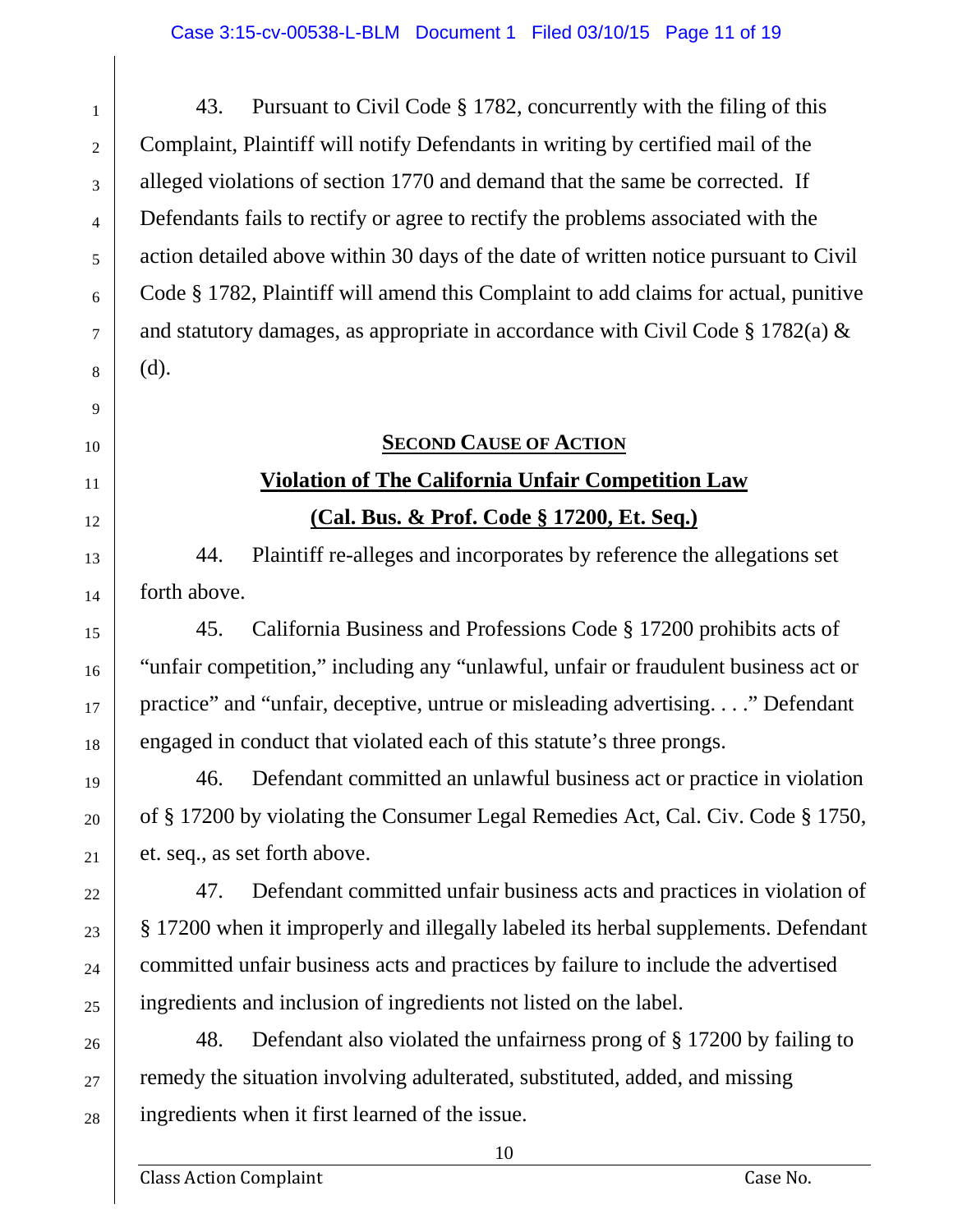43. Pursuant to Civil Code § 1782, concurrently with the filing of this Complaint, Plaintiff will notify Defendants in writing by certified mail of the alleged violations of section 1770 and demand that the same be corrected. If Defendants fails to rectify or agree to rectify the problems associated with the action detailed above within 30 days of the date of written notice pursuant to Civil Code § 1782, Plaintiff will amend this Complaint to add claims for actual, punitive and statutory damages, as appropriate in accordance with Civil Code § 1782(a) & (d).

## SECOND CAUSE OF ACTION

## Violation of The California Unfair Competition Law

## (Cal. Bus. & Prof. Code § 17200, Et. Seq.)

44. Plaintiff re-alleges and incorporates by reference the allegations set forth above.

45. California Business and Professions Code § 17200 prohibits acts of "unfair competition," including any "unlawful, unfair or fraudulent business act or practice" and "unfair, deceptive, untrue or misleading advertising. . . ." Defendant engaged in conduct that violated each of this statute's three prongs.

46. Defendant committed an unlawful business act or practice in violation of § 17200 by violating the Consumer Legal Remedies Act, Cal. Civ. Code § 1750, et. seq., as set forth above.

47. Defendant committed unfair business acts and practices in violation of § 17200 when it improperly and illegally labeled its herbal supplements. Defendant committed unfair business acts and practices by failure to include the advertised ingredients and inclusion of ingredients not listed on the label.

48. Defendant also violated the unfairness prong of § 17200 by failing to remedy the situation involving adulterated, substituted, added, and missing ingredients when it first learned of the issue.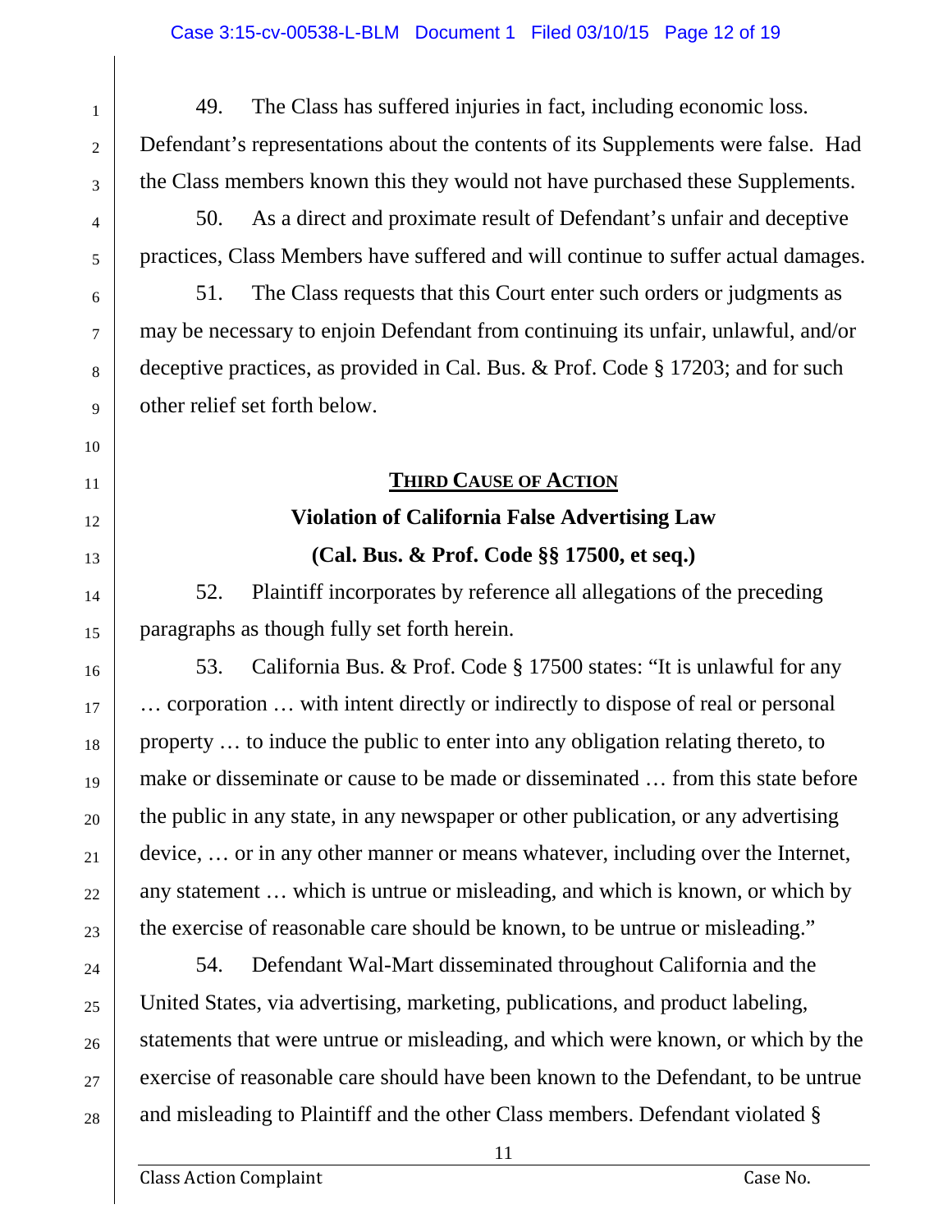49. The Class has suffered injuries in fact, including economic loss. Defendant's representations about the contents of its Supplements were false. Had the Class members known this they would not have purchased these Supplements.

50. As a direct and proximate result of Defendant's unfair and deceptive practices, Class Members have suffered and will continue to suffer actual damages.

51. The Class requests that this Court enter such orders or judgments as may be necessary to enjoin Defendant from continuing its unfair, unlawful, and/or deceptive practices, as provided in Cal. Bus. & Prof. Code § 17203; and for such other relief set forth below.

## THIRD CAUSE OF ACTION

### Violation of California False Advertising Law

### (Cal. Bus. & Prof. Code §§ 17500, et seq.)

52. Plaintiff incorporates by reference all allegations of the preceding paragraphs as though fully set forth herein.

53. California Bus. & Prof. Code § 17500 states: "It is unlawful for any … corporation … with intent directly or indirectly to dispose of real or personal property … to induce the public to enter into any obligation relating thereto, to make or disseminate or cause to be made or disseminated … from this state before the public in any state, in any newspaper or other publication, or any advertising device, … or in any other manner or means whatever, including over the Internet, any statement … which is untrue or misleading, and which is known, or which by the exercise of reasonable care should be known, to be untrue or misleading."

54. Defendant Wal-Mart disseminated throughout California and the United States, via advertising, marketing, publications, and product labeling, statements that were untrue or misleading, and which were known, or which by the exercise of reasonable care should have been known to the Defendant, to be untrue and misleading to Plaintiff and the other Class members. Defendant violated §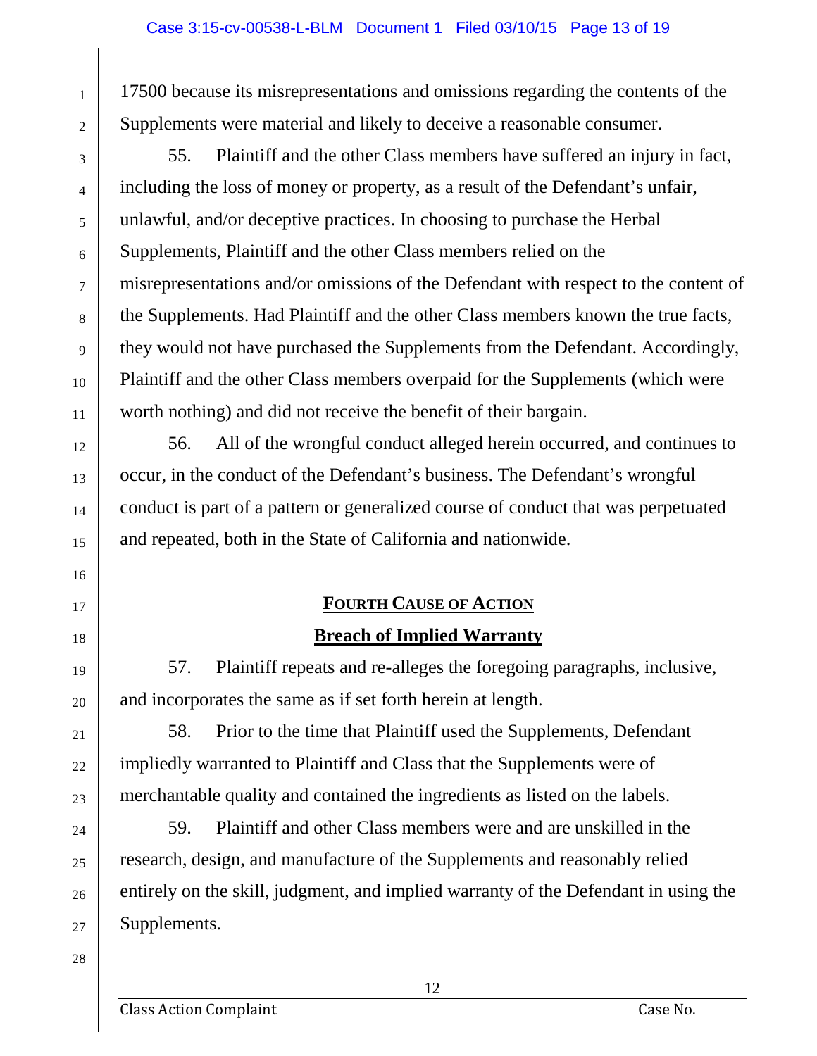17500 because its misrepresentations and omissions regarding the contents of the Supplements were material and likely to deceive a reasonable consumer.

55. Plaintiff and the other Class members have suffered an injury in fact, including the loss of money or property, as a result of the Defendant's unfair, unlawful, and/or deceptive practices. In choosing to purchase the Herbal Supplements, Plaintiff and the other Class members relied on the misrepresentations and/or omissions of the Defendant with respect to the content of the Supplements. Had Plaintiff and the other Class members known the true facts, they would not have purchased the Supplements from the Defendant. Accordingly, Plaintiff and the other Class members overpaid for the Supplements (which were worth nothing) and did not receive the benefit of their bargain.

56. All of the wrongful conduct alleged herein occurred, and continues to occur, in the conduct of the Defendant's business. The Defendant's wrongful conduct is part of a pattern or generalized course of conduct that was perpetuated and repeated, both in the State of California and nationwide.

## FOURTH CAUSE OF ACTION

## Breach of Implied Warranty

57. Plaintiff repeats and re-alleges the foregoing paragraphs, inclusive, and incorporates the same as if set forth herein at length.

58. Prior to the time that Plaintiff used the Supplements, Defendant impliedly warranted to Plaintiff and Class that the Supplements were of merchantable quality and contained the ingredients as listed on the labels.

59. Plaintiff and other Class members were and are unskilled in the research, design, and manufacture of the Supplements and reasonably relied entirely on the skill, judgment, and implied warranty of the Defendant in using the Supplements.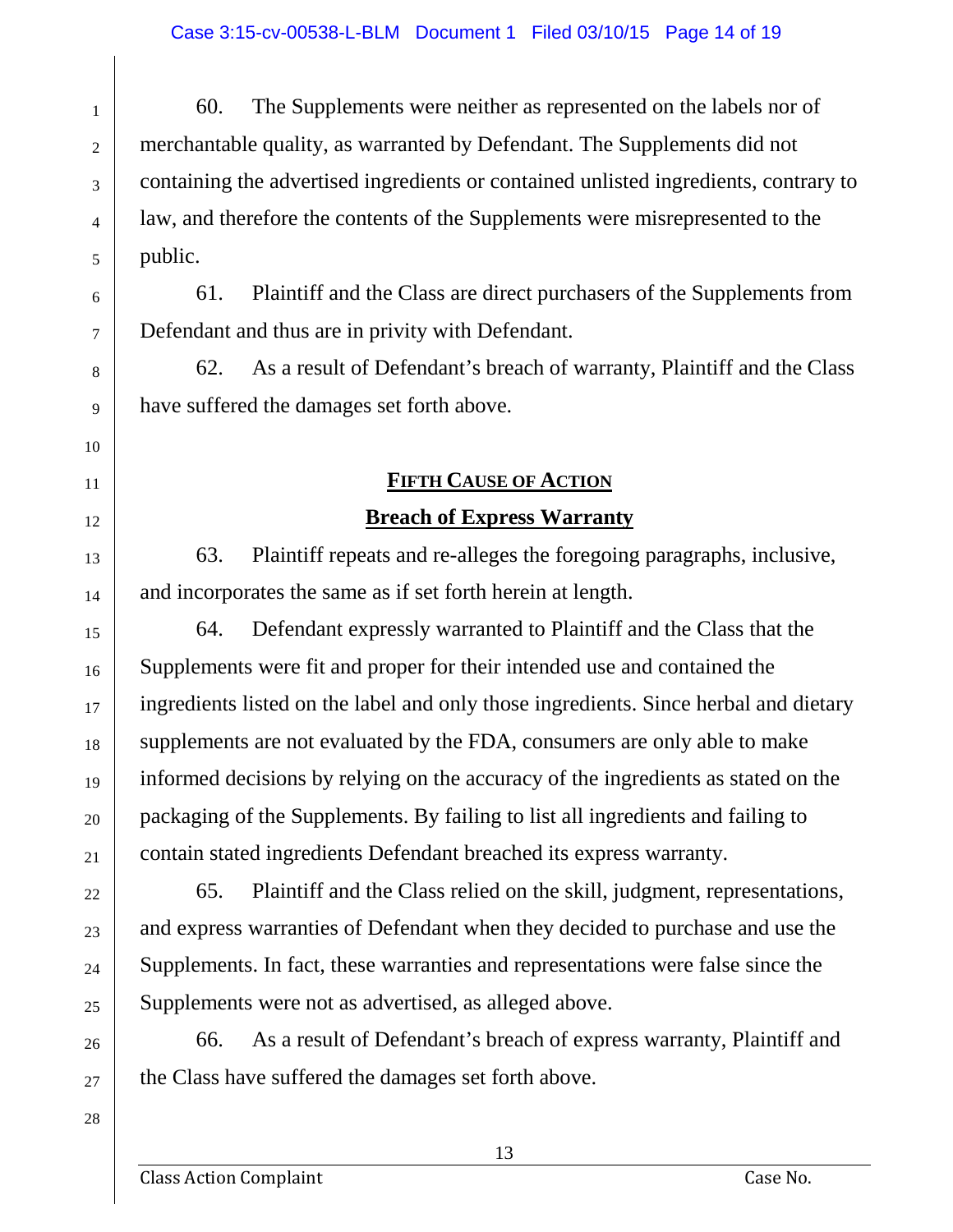60. The Supplements were neither as represented on the labels nor of merchantable quality, as warranted by Defendant. The Supplements did not containing the advertised ingredients or contained unlisted ingredients, contrary to law, and therefore the contents of the Supplements were misrepresented to the public.

61. Plaintiff and the Class are direct purchasers of the Supplements from Defendant and thus are in privity with Defendant.

62. As a result of Defendant's breach of warranty, Plaintiff and the Class have suffered the damages set forth above.

## FIFTH CAUSE OF ACTION

## Breach of Express Warranty

63. Plaintiff repeats and re-alleges the foregoing paragraphs, inclusive, and incorporates the same as if set forth herein at length.

64. Defendant expressly warranted to Plaintiff and the Class that the Supplements were fit and proper for their intended use and contained the ingredients listed on the label and only those ingredients. Since herbal and dietary supplements are not evaluated by the FDA, consumers are only able to make informed decisions by relying on the accuracy of the ingredients as stated on the packaging of the Supplements. By failing to list all ingredients and failing to contain stated ingredients Defendant breached its express warranty.

65. Plaintiff and the Class relied on the skill, judgment, representations, and express warranties of Defendant when they decided to purchase and use the Supplements. In fact, these warranties and representations were false since the Supplements were not as advertised, as alleged above.

66. As a result of Defendant's breach of express warranty, Plaintiff and the Class have suffered the damages set forth above.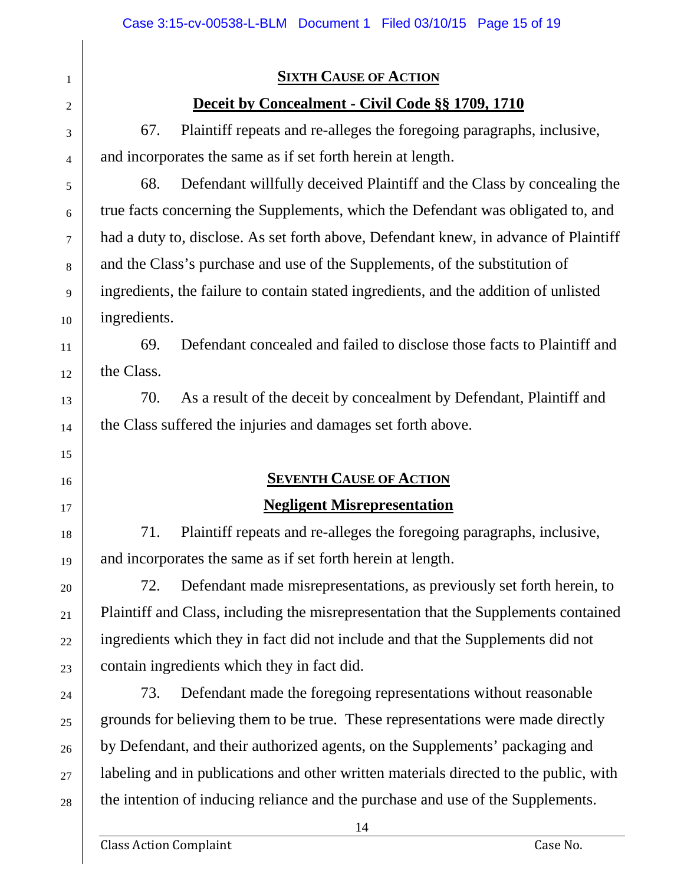## SIXTH CAUSE OF ACTION

## Deceit by Concealment - Civil Code §§ 1709, 1710

67. Plaintiff repeats and re-alleges the foregoing paragraphs, inclusive, and incorporates the same as if set forth herein at length.

68. Defendant willfully deceived Plaintiff and the Class by concealing the true facts concerning the Supplements, which the Defendant was obligated to, and had a duty to, disclose. As set forth above, Defendant knew, in advance of Plaintiff and the Class's purchase and use of the Supplements, of the substitution of ingredients, the failure to contain stated ingredients, and the addition of unlisted ingredients.

69. Defendant concealed and failed to disclose those facts to Plaintiff and the Class.

70. As a result of the deceit by concealment by Defendant, Plaintiff and the Class suffered the injuries and damages set forth above.

## SEVENTH CAUSE OF ACTION

## Negligent Misrepresentation

71. Plaintiff repeats and re-alleges the foregoing paragraphs, inclusive, and incorporates the same as if set forth herein at length.

72. Defendant made misrepresentations, as previously set forth herein, to Plaintiff and Class, including the misrepresentation that the Supplements contained ingredients which they in fact did not include and that the Supplements did not contain ingredients which they in fact did.

73. Defendant made the foregoing representations without reasonable grounds for believing them to be true. These representations were made directly by Defendant, and their authorized agents, on the Supplements' packaging and labeling and in publications and other written materials directed to the public, with the intention of inducing reliance and the purchase and use of the Supplements.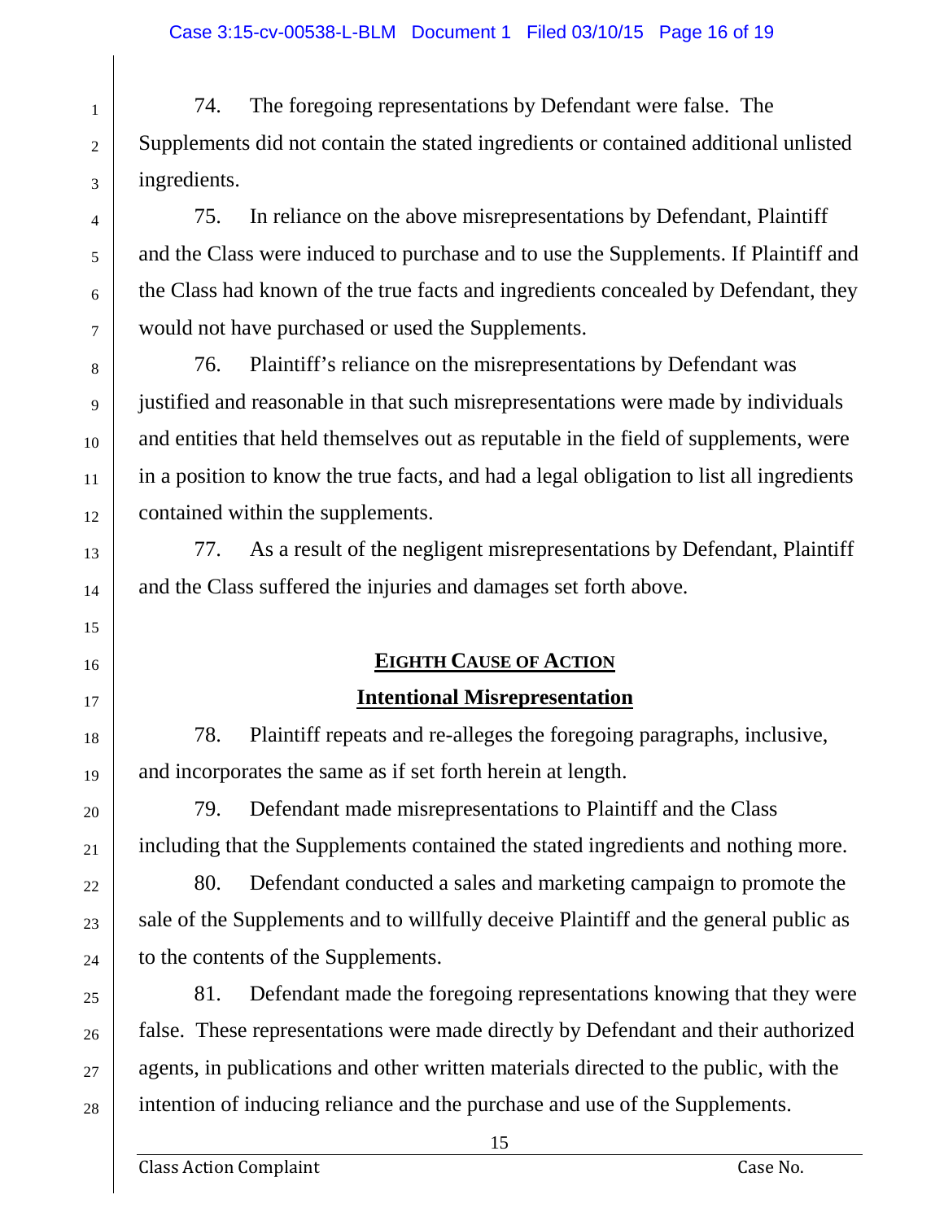74. The foregoing representations by Defendant were false. The Supplements did not contain the stated ingredients or contained additional unlisted ingredients.

75. In reliance on the above misrepresentations by Defendant, Plaintiff and the Class were induced to purchase and to use the Supplements. If Plaintiff and the Class had known of the true facts and ingredients concealed by Defendant, they would not have purchased or used the Supplements.

76. Plaintiff's reliance on the misrepresentations by Defendant was justified and reasonable in that such misrepresentations were made by individuals and entities that held themselves out as reputable in the field of supplements, were in a position to know the true facts, and had a legal obligation to list all ingredients contained within the supplements.

77. As a result of the negligent misrepresentations by Defendant, Plaintiff and the Class suffered the injuries and damages set forth above.

## EIGHTH CAUSE OF ACTION

## Intentional Misrepresentation

78. Plaintiff repeats and re-alleges the foregoing paragraphs, inclusive, and incorporates the same as if set forth herein at length.

79. Defendant made misrepresentations to Plaintiff and the Class including that the Supplements contained the stated ingredients and nothing more.

80. Defendant conducted a sales and marketing campaign to promote the sale of the Supplements and to willfully deceive Plaintiff and the general public as to the contents of the Supplements.

81. Defendant made the foregoing representations knowing that they were false. These representations were made directly by Defendant and their authorized agents, in publications and other written materials directed to the public, with the intention of inducing reliance and the purchase and use of the Supplements.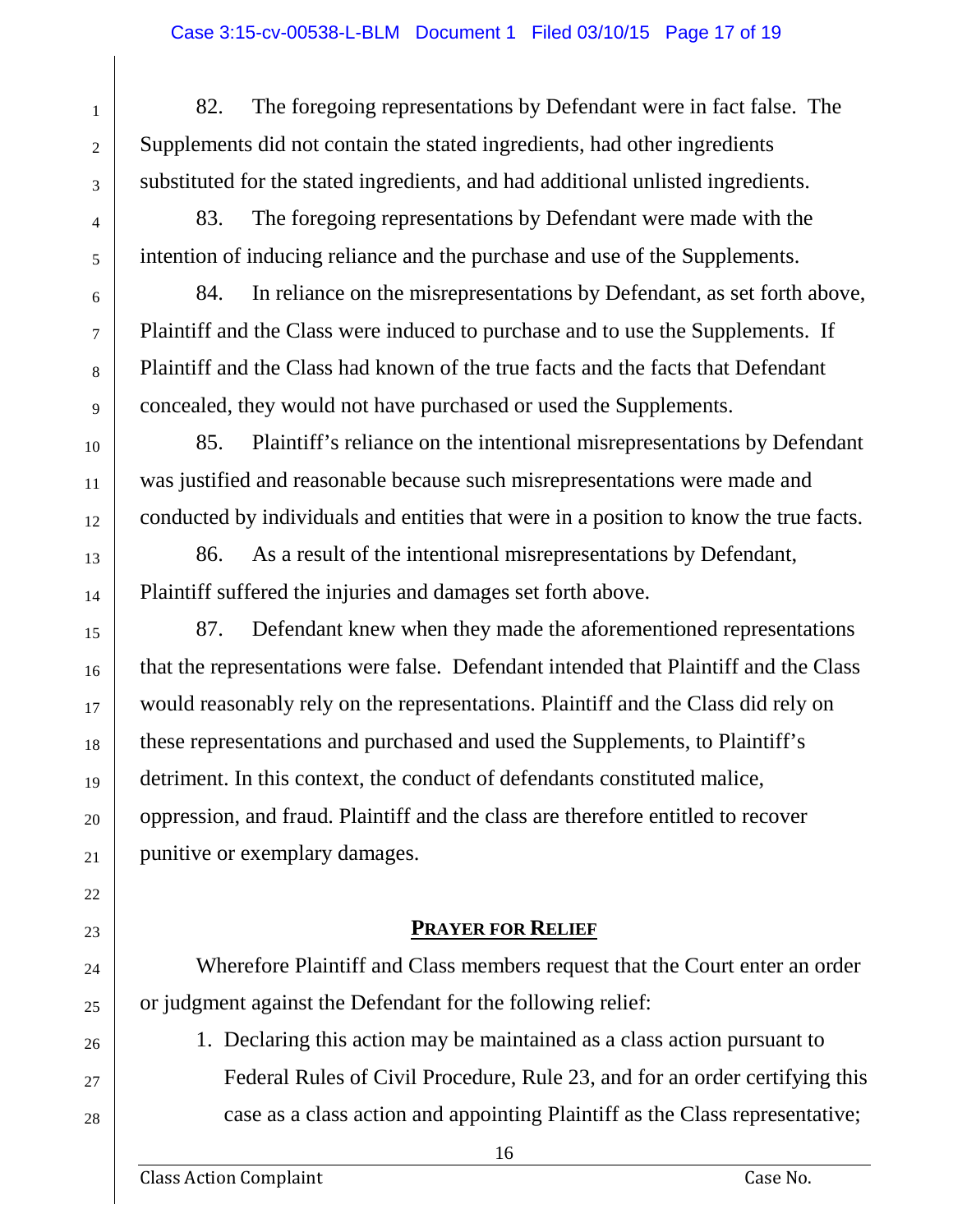82. The foregoing representations by Defendant were in fact false. The Supplements did not contain the stated ingredients, had other ingredients substituted for the stated ingredients, and had additional unlisted ingredients.

83. The foregoing representations by Defendant were made with the intention of inducing reliance and the purchase and use of the Supplements.

84. In reliance on the misrepresentations by Defendant, as set forth above, Plaintiff and the Class were induced to purchase and to use the Supplements. If Plaintiff and the Class had known of the true facts and the facts that Defendant concealed, they would not have purchased or used the Supplements.

85. Plaintiff's reliance on the intentional misrepresentations by Defendant was justified and reasonable because such misrepresentations were made and conducted by individuals and entities that were in a position to know the true facts.

86. As a result of the intentional misrepresentations by Defendant, Plaintiff suffered the injuries and damages set forth above.

87. Defendant knew when they made the aforementioned representations that the representations were false. Defendant intended that Plaintiff and the Class would reasonably rely on the representations. Plaintiff and the Class did rely on these representations and purchased and used the Supplements, to Plaintiff's detriment. In this context, the conduct of defendants constituted malice, oppression, and fraud. Plaintiff and the class are therefore entitled to recover punitive or exemplary damages.

## PRAYER FOR RELIEF

Wherefore Plaintiff and Class members request that the Court enter an order or judgment against the Defendant for the following relief:

1. Declaring this action may be maintained as a class action pursuant to Federal Rules of Civil Procedure, Rule 23, and for an order certifying this case as a class action and appointing Plaintiff as the Class representative;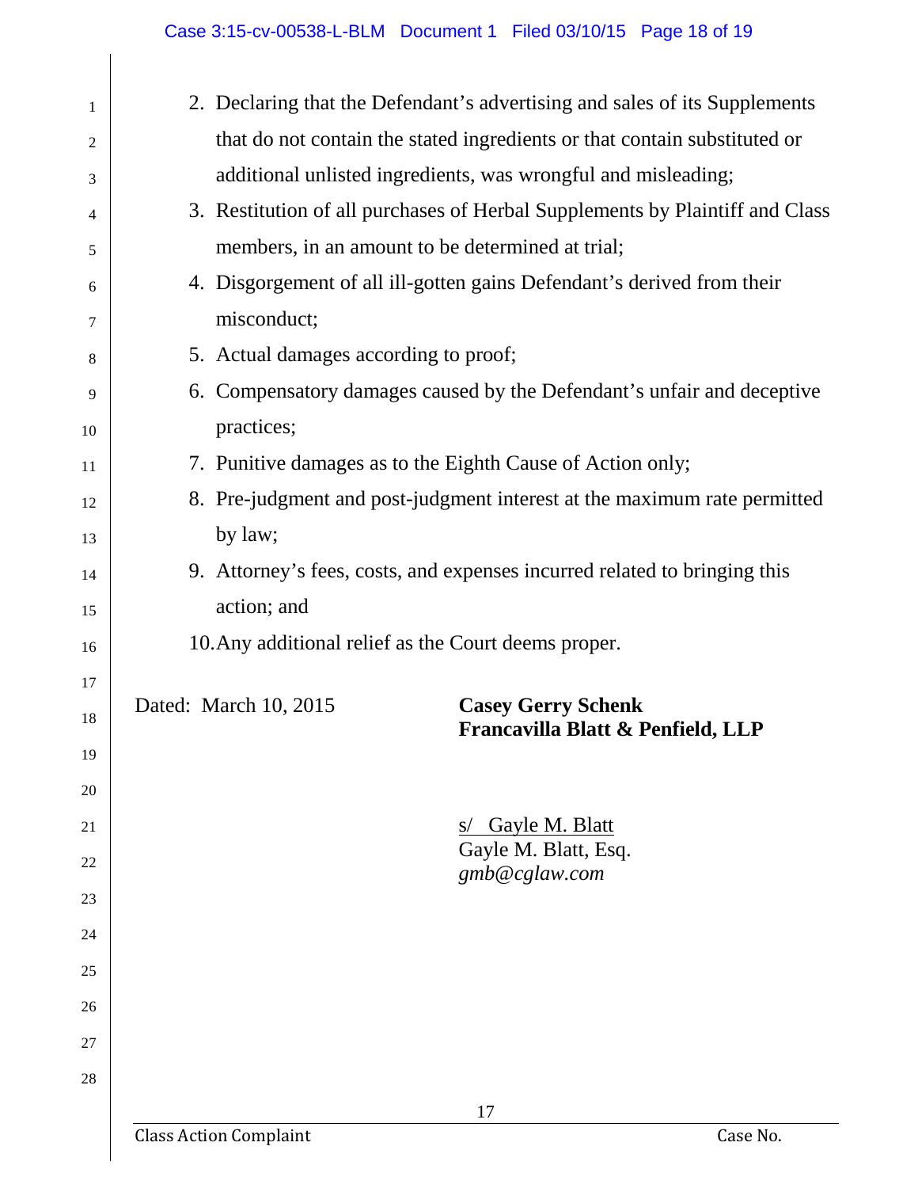2. Declaring that the Defendant's advertising and sales of its Supplements that do not contain the stated ingredients or that contain substituted or additional unlisted ingredients, was wrongful and misleading;
3. Restitution of all purchases of Herbal Supplements by Plaintiff and Class members, in an amount to be determined at trial;
4. Disgorgement of all ill-gotten gains Defendant's derived from their misconduct;
5. Actual damages according to proof;
6. Compensatory damages caused by the Defendant's unfair and deceptive practices;
7. Punitive damages as to the Eighth Cause of Action only;
8. Pre-judgment and post-judgment interest at the maximum rate permitted by law;
9. Attorney's fees, costs, and expenses incurred related to bringing this action; and
10. Any additional relief as the Court deems proper.

Dated: March 10, 2015

**Casey Gerry Schenk**
**Francavilla Blatt & Penfield, LLP**

s/ Gayle M. Blatt
Gayle M. Blatt, Esq.
*gmb@cglaw.com*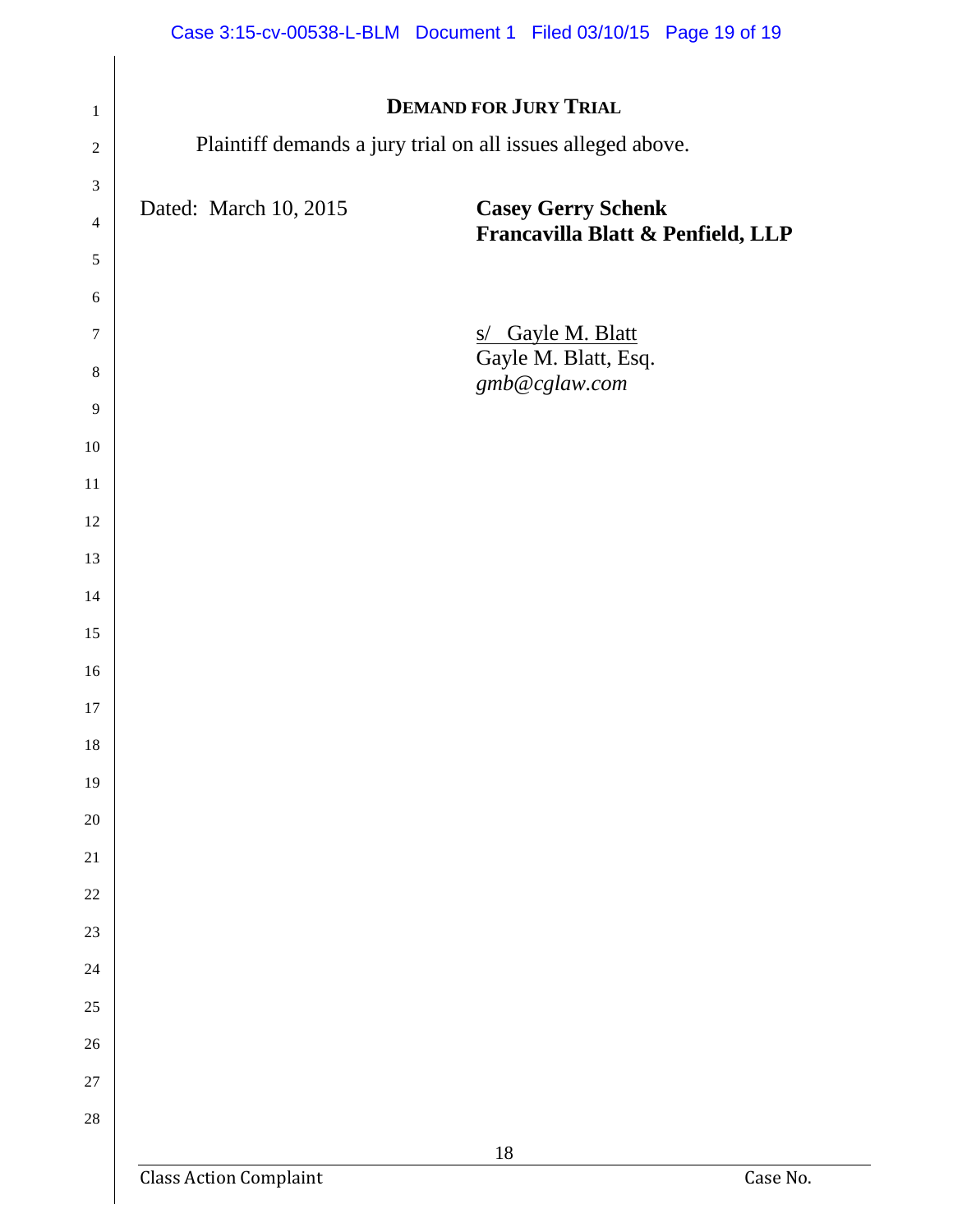## DEMAND FOR JURY TRIAL

Plaintiff demands a jury trial on all issues alleged above.

Dated: March 10, 2015

**Casey Gerry Schenk**
**Francavilla Blatt & Penfield, LLP**

s/ Gayle M. Blatt
Gayle M. Blatt, Esq.
*gmb@cglaw.com*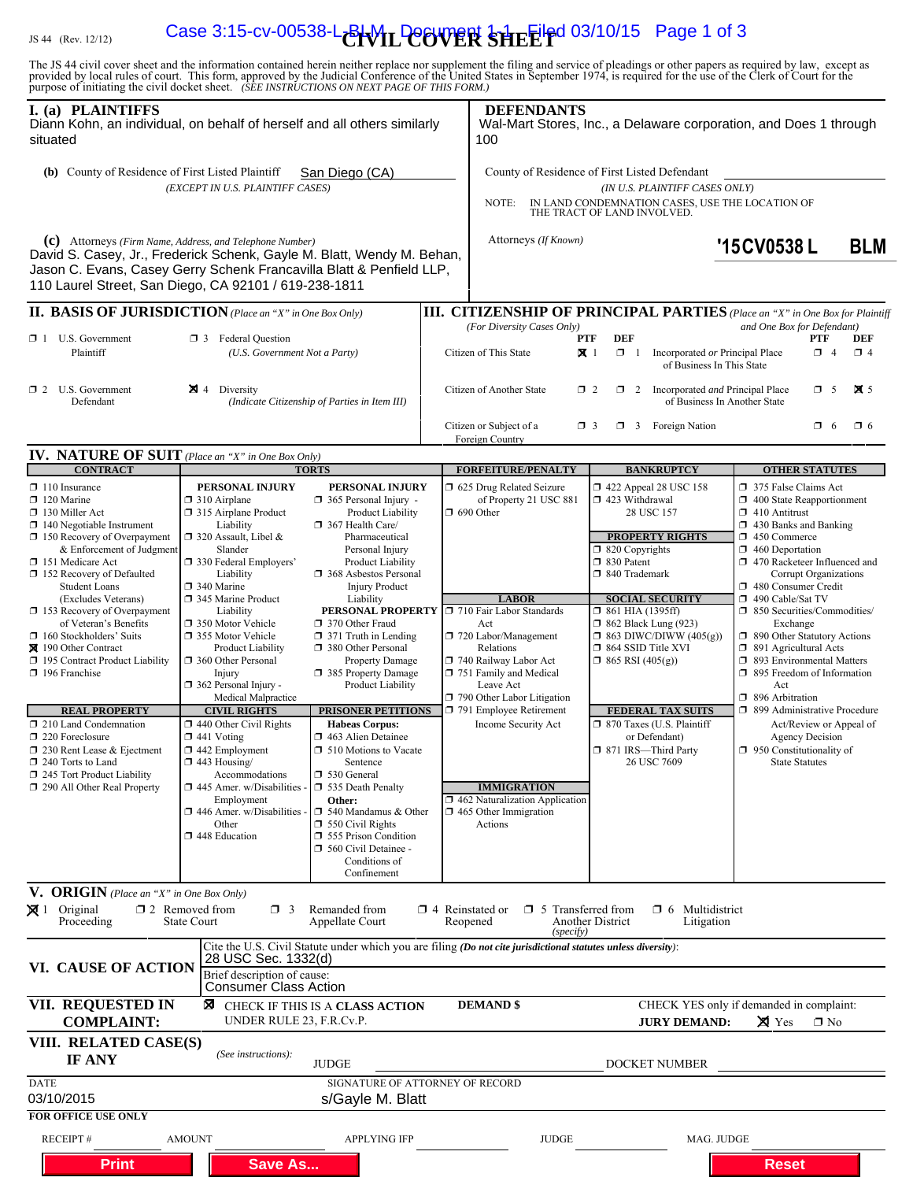JS 44 (Rev. 12/12)

Case 3:15-cv-00538-L-BLM Document 1-1 Filed 03/10/15 Page 1 of 3

# CIVIL COVER SHEET

The JS 44 civil cover sheet and the information contained herein neither replace nor supplement the filing and service of pleadings or other papers as required by law, except as provided by local rules of court. This form, approved by the Judicial Conference of the United States in September 1974, is required for the use of the Clerk of Court for the purpose of initiating the civil docket sheet. *(SEE INSTRUCTIONS ON NEXT PAGE OF THIS FORM.)*

## I. (a) PLAINTIFFS

Diann Kohn, an individual, on behalf of herself and all others similarly situated

**(b)** County of Residence of First Listed Plaintiff: San Diego (CA)
*(EXCEPT IN U.S. PLAINTIFF CASES)*

**(c)** Attorneys *(Firm Name, Address, and Telephone Number)*
David S. Casey, Jr., Frederick Schenk, Gayle M. Blatt, Wendy M. Behan, Jason C. Evans, Casey Gerry Schenk Francavilla Blatt & Penfield LLP, 110 Laurel Street, San Diego, CA 92101 / 619-238-1811

## DEFENDANTS

Wal-Mart Stores, Inc., a Delaware corporation, and Does 1 through 100

County of Residence of First Listed Defendant: ______
*(IN U.S. PLAINTIFF CASES ONLY)*

NOTE: IN LAND CONDEMNATION CASES, USE THE LOCATION OF THE TRACT OF LAND INVOLVED.

Attorneys *(If Known)*

'15CV0538 L BLM

## II. BASIS OF JURISDICTION *(Place an "X" in One Box Only)*

- ☐ 1 U.S. Government Plaintiff
- ☐ 3 Federal Question *(U.S. Government Not a Party)*
- ☐ 2 U.S. Government Defendant
- ☒ 4 Diversity *(Indicate Citizenship of Parties in Item III)*

## III. CITIZENSHIP OF PRINCIPAL PARTIES *(Place an "X" in One Box for Plaintiff and One Box for Defendant)* *(For Diversity Cases Only)*

| | PTF | DEF | | PTF | DEF |
|---|---|---|---|---|---|
| Citizen of This State | ☒ 1 | ☐ 1 | Incorporated *or* Principal Place of Business In This State | ☐ 4 | ☐ 4 |
| Citizen of Another State | ☐ 2 | ☐ 2 | Incorporated *and* Principal Place of Business In Another State | ☐ 5 | ☒ 5 |
| Citizen or Subject of a Foreign Country | ☐ 3 | ☐ 3 | Foreign Nation | ☐ 6 | ☐ 6 |

## IV. NATURE OF SUIT *(Place an "X" in One Box Only)*

**CONTRACT**
- ☐ 110 Insurance
- ☐ 120 Marine
- ☐ 130 Miller Act
- ☐ 140 Negotiable Instrument
- ☐ 150 Recovery of Overpayment & Enforcement of Judgment
- ☐ 151 Medicare Act
- ☐ 152 Recovery of Defaulted Student Loans (Excludes Veterans)
- ☐ 153 Recovery of Overpayment of Veteran's Benefits
- ☐ 160 Stockholders' Suits
- ☒ 190 Other Contract
- ☐ 195 Contract Product Liability
- ☐ 196 Franchise

**REAL PROPERTY**
- ☐ 210 Land Condemnation
- ☐ 220 Foreclosure
- ☐ 230 Rent Lease & Ejectment
- ☐ 240 Torts to Land
- ☐ 245 Tort Product Liability
- ☐ 290 All Other Real Property

**TORTS**

PERSONAL INJURY
- ☐ 310 Airplane
- ☐ 315 Airplane Product Liability
- ☐ 320 Assault, Libel & Slander
- ☐ 330 Federal Employers' Liability
- ☐ 340 Marine
- ☐ 345 Marine Product Liability
- ☐ 350 Motor Vehicle
- ☐ 355 Motor Vehicle Product Liability
- ☐ 360 Other Personal Injury
- ☐ 362 Personal Injury - Medical Malpractice

PERSONAL INJURY
- ☐ 365 Personal Injury - Product Liability
- ☐ 367 Health Care/ Pharmaceutical Personal Injury Product Liability
- ☐ 368 Asbestos Personal Injury Product Liability

PERSONAL PROPERTY
- ☐ 370 Other Fraud
- ☐ 371 Truth in Lending
- ☐ 380 Other Personal Property Damage
- ☐ 385 Property Damage Product Liability

**CIVIL RIGHTS**
- ☐ 440 Other Civil Rights
- ☐ 441 Voting
- ☐ 442 Employment
- ☐ 443 Housing/ Accommodations
- ☐ 445 Amer. w/Disabilities - Employment
- ☐ 446 Amer. w/Disabilities - Other
- ☐ 448 Education

**PRISONER PETITIONS**

Habeas Corpus:
- ☐ 463 Alien Detainee
- ☐ 510 Motions to Vacate Sentence
- ☐ 530 General
- ☐ 535 Death Penalty

Other:
- ☐ 540 Mandamus & Other
- ☐ 550 Civil Rights
- ☐ 555 Prison Condition
- ☐ 560 Civil Detainee - Conditions of Confinement

**FORFEITURE/PENALTY**
- ☐ 625 Drug Related Seizure of Property 21 USC 881
- ☐ 690 Other

**LABOR**
- ☐ 710 Fair Labor Standards Act
- ☐ 720 Labor/Management Relations
- ☐ 740 Railway Labor Act
- ☐ 751 Family and Medical Leave Act
- ☐ 790 Other Labor Litigation
- ☐ 791 Employee Retirement Income Security Act

**IMMIGRATION**
- ☐ 462 Naturalization Application
- ☐ 465 Other Immigration Actions

**BANKRUPTCY**
- ☐ 422 Appeal 28 USC 158
- ☐ 423 Withdrawal 28 USC 157

**PROPERTY RIGHTS**
- ☐ 820 Copyrights
- ☐ 830 Patent
- ☐ 840 Trademark

**SOCIAL SECURITY**
- ☐ 861 HIA (1395ff)
- ☐ 862 Black Lung (923)
- ☐ 863 DIWC/DIWW (405(g))
- ☐ 864 SSID Title XVI
- ☐ 865 RSI (405(g))

**FEDERAL TAX SUITS**
- ☐ 870 Taxes (U.S. Plaintiff or Defendant)
- ☐ 871 IRS—Third Party 26 USC 7609

**OTHER STATUTES**
- ☐ 375 False Claims Act
- ☐ 400 State Reapportionment
- ☐ 410 Antitrust
- ☐ 430 Banks and Banking
- ☐ 450 Commerce
- ☐ 460 Deportation
- ☐ 470 Racketeer Influenced and Corrupt Organizations
- ☐ 480 Consumer Credit
- ☐ 490 Cable/Sat TV
- ☐ 850 Securities/Commodities/ Exchange
- ☐ 890 Other Statutory Actions
- ☐ 891 Agricultural Acts
- ☐ 893 Environmental Matters
- ☐ 895 Freedom of Information Act
- ☐ 896 Arbitration
- ☐ 899 Administrative Procedure Act/Review or Appeal of Agency Decision
- ☐ 950 Constitutionality of State Statutes

## V. ORIGIN *(Place an "X" in One Box Only)*

- ☒ 1 Original Proceeding
- ☐ 2 Removed from State Court
- ☐ 3 Remanded from Appellate Court
- ☐ 4 Reinstated or Reopened
- ☐ 5 Transferred from Another District *(specify)*
- ☐ 6 Multidistrict Litigation

## VI. CAUSE OF ACTION

Cite the U.S. Civil Statute under which you are filing *(Do not cite jurisdictional statutes unless diversity)*:
28 USC Sec. 1332(d)

Brief description of cause:
Consumer Class Action

## VII. REQUESTED IN COMPLAINT:

☒ CHECK IF THIS IS A **CLASS ACTION** UNDER RULE 23, F.R.Cv.P.

**DEMAND $**

CHECK YES only if demanded in complaint:
**JURY DEMAND:** ☒ Yes ☐ No

## VIII. RELATED CASE(S) IF ANY

*(See instructions):* JUDGE ______ DOCKET NUMBER ______

DATE: 03/10/2015

SIGNATURE OF ATTORNEY OF RECORD: s/Gayle M. Blatt

**FOR OFFICE USE ONLY**

RECEIPT # ______ AMOUNT ______ APPLYING IFP ______ JUDGE ______ MAG. JUDGE ______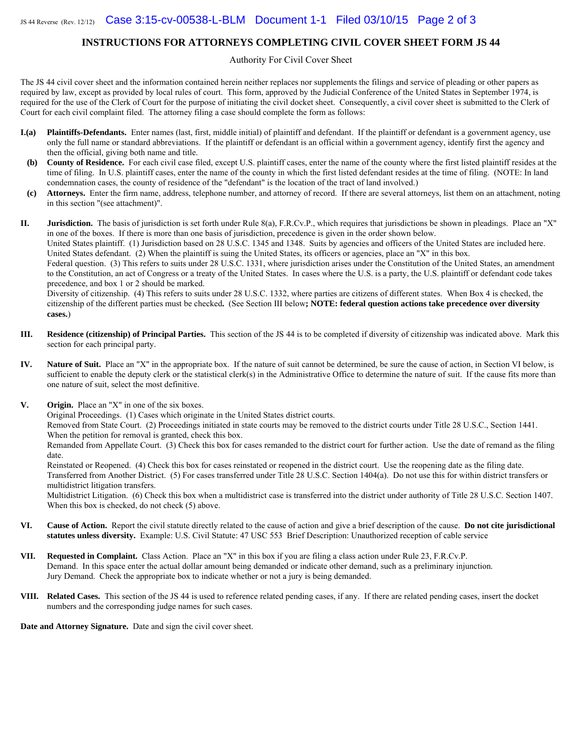# INSTRUCTIONS FOR ATTORNEYS COMPLETING CIVIL COVER SHEET FORM JS 44

Authority For Civil Cover Sheet

The JS 44 civil cover sheet and the information contained herein neither replaces nor supplements the filings and service of pleading or other papers as required by law, except as provided by local rules of court. This form, approved by the Judicial Conference of the United States in September 1974, is required for the use of the Clerk of Court for the purpose of initiating the civil docket sheet. Consequently, a civil cover sheet is submitted to the Clerk of Court for each civil complaint filed. The attorney filing a case should complete the form as follows:

**I.(a) Plaintiffs-Defendants.** Enter names (last, first, middle initial) of plaintiff and defendant. If the plaintiff or defendant is a government agency, use only the full name or standard abbreviations. If the plaintiff or defendant is an official within a government agency, identify first the agency and then the official, giving both name and title.

**(b) County of Residence.** For each civil case filed, except U.S. plaintiff cases, enter the name of the county where the first listed plaintiff resides at the time of filing. In U.S. plaintiff cases, enter the name of the county in which the first listed defendant resides at the time of filing. (NOTE: In land condemnation cases, the county of residence of the "defendant" is the location of the tract of land involved.)

**(c) Attorneys.** Enter the firm name, address, telephone number, and attorney of record. If there are several attorneys, list them on an attachment, noting in this section "(see attachment)".

**II. Jurisdiction.** The basis of jurisdiction is set forth under Rule 8(a), F.R.Cv.P., which requires that jurisdictions be shown in pleadings. Place an "X" in one of the boxes. If there is more than one basis of jurisdiction, precedence is given in the order shown below.
United States plaintiff. (1) Jurisdiction based on 28 U.S.C. 1345 and 1348. Suits by agencies and officers of the United States are included here.
United States defendant. (2) When the plaintiff is suing the United States, its officers or agencies, place an "X" in this box.
Federal question. (3) This refers to suits under 28 U.S.C. 1331, where jurisdiction arises under the Constitution of the United States, an amendment to the Constitution, an act of Congress or a treaty of the United States. In cases where the U.S. is a party, the U.S. plaintiff or defendant code takes precedence, and box 1 or 2 should be marked.
Diversity of citizenship. (4) This refers to suits under 28 U.S.C. 1332, where parties are citizens of different states. When Box 4 is checked, the citizenship of the different parties must be checked**.** (See Section III below**; NOTE: federal question actions take precedence over diversity cases.**)

**III. Residence (citizenship) of Principal Parties.** This section of the JS 44 is to be completed if diversity of citizenship was indicated above. Mark this section for each principal party.

**IV. Nature of Suit.** Place an "X" in the appropriate box. If the nature of suit cannot be determined, be sure the cause of action, in Section VI below, is sufficient to enable the deputy clerk or the statistical clerk(s) in the Administrative Office to determine the nature of suit. If the cause fits more than one nature of suit, select the most definitive.

**V. Origin.** Place an "X" in one of the six boxes.
Original Proceedings. (1) Cases which originate in the United States district courts.
Removed from State Court. (2) Proceedings initiated in state courts may be removed to the district courts under Title 28 U.S.C., Section 1441. When the petition for removal is granted, check this box.
Remanded from Appellate Court. (3) Check this box for cases remanded to the district court for further action. Use the date of remand as the filing date.
Reinstated or Reopened. (4) Check this box for cases reinstated or reopened in the district court. Use the reopening date as the filing date.
Transferred from Another District. (5) For cases transferred under Title 28 U.S.C. Section 1404(a). Do not use this for within district transfers or multidistrict litigation transfers.
Multidistrict Litigation. (6) Check this box when a multidistrict case is transferred into the district under authority of Title 28 U.S.C. Section 1407. When this box is checked, do not check (5) above.

**VI. Cause of Action.** Report the civil statute directly related to the cause of action and give a brief description of the cause. **Do not cite jurisdictional statutes unless diversity.** Example: U.S. Civil Statute: 47 USC 553 Brief Description: Unauthorized reception of cable service

**VII. Requested in Complaint.** Class Action. Place an "X" in this box if you are filing a class action under Rule 23, F.R.Cv.P.
Demand. In this space enter the actual dollar amount being demanded or indicate other demand, such as a preliminary injunction.
Jury Demand. Check the appropriate box to indicate whether or not a jury is being demanded.

**VIII. Related Cases.** This section of the JS 44 is used to reference related pending cases, if any. If there are related pending cases, insert the docket numbers and the corresponding judge names for such cases.

**Date and Attorney Signature.** Date and sign the civil cover sheet.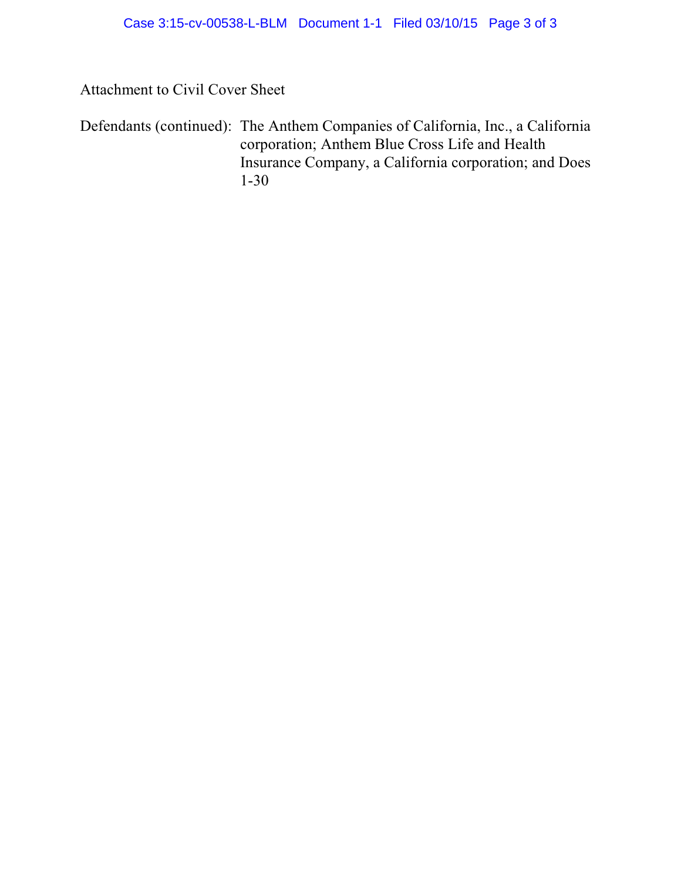Attachment to Civil Cover Sheet

Defendants (continued): The Anthem Companies of California, Inc., a California corporation; Anthem Blue Cross Life and Health Insurance Company, a California corporation; and Does 1-30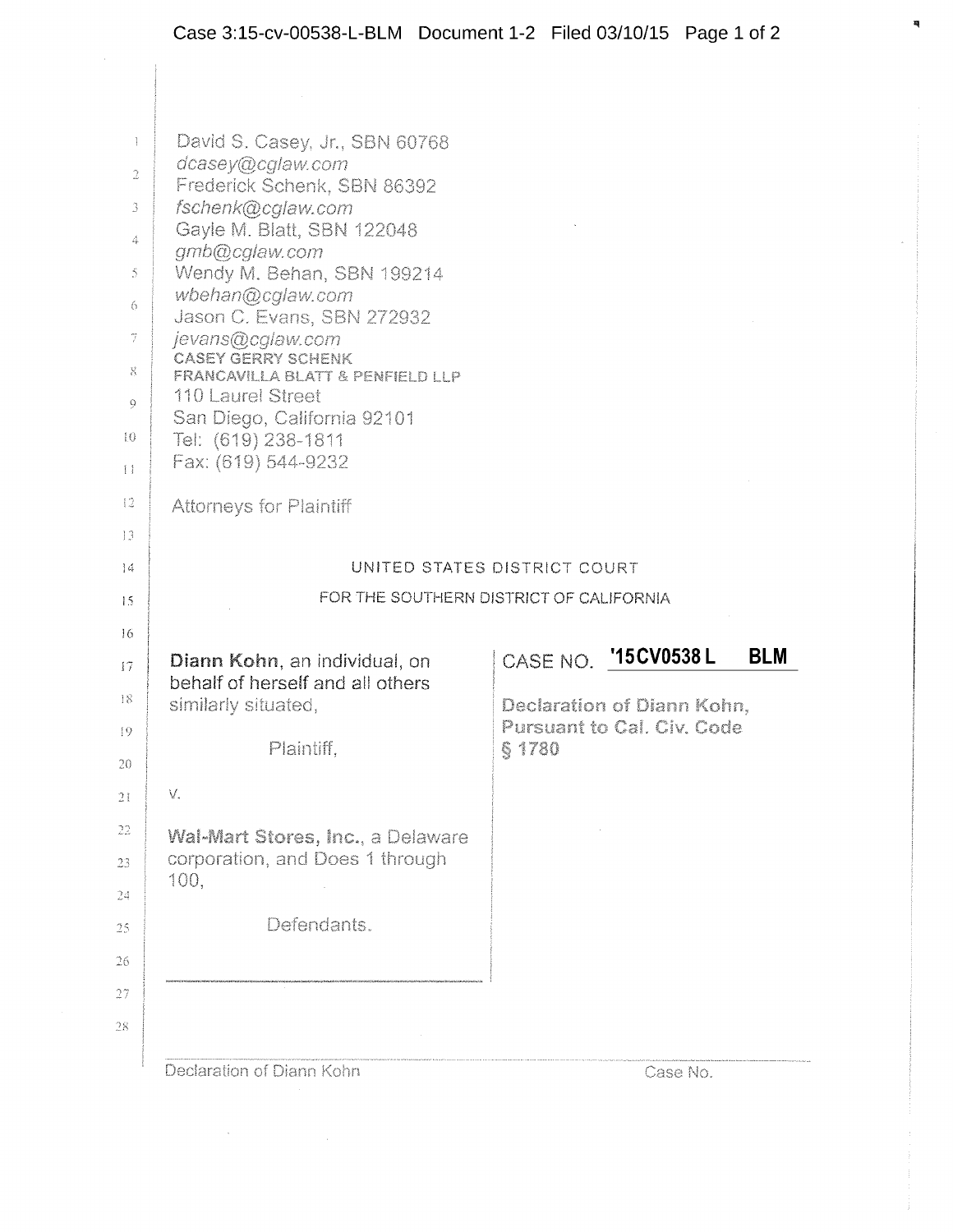David S. Casey, Jr., SBN 60768
*dcasey@cglaw.com*
Frederick Schenk, SBN 86392
*fschenk@cglaw.com*
Gayle M. Blatt, SBN 122048
*gmb@cglaw.com*
Wendy M. Behan, SBN 199214
*wbehan@cglaw.com*
Jason C. Evans, SBN 272932
*jevans@cglaw.com*
CASEY GERRY SCHENK
FRANCAVILLA BLATT & PENFIELD LLP
110 Laurel Street
San Diego, California 92101
Tel: (619) 238-1811
Fax: (619) 544-9232

Attorneys for Plaintiff

UNITED STATES DISTRICT COURT

FOR THE SOUTHERN DISTRICT OF CALIFORNIA

| | |
|---|---|
| **Diann Kohn**, an individual, on behalf of herself and all others similarly situated,<br><br>Plaintiff,<br><br>v.<br><br>**Wal-Mart Stores, Inc.**, a Delaware corporation, and Does 1 through 100,<br><br>Defendants. | CASE NO. **'15CV0538 L BLM**<br><br>**Declaration of Diann Kohn, Pursuant to Cal. Civ. Code § 1780** |

Declaration of Diann Kohn Case No.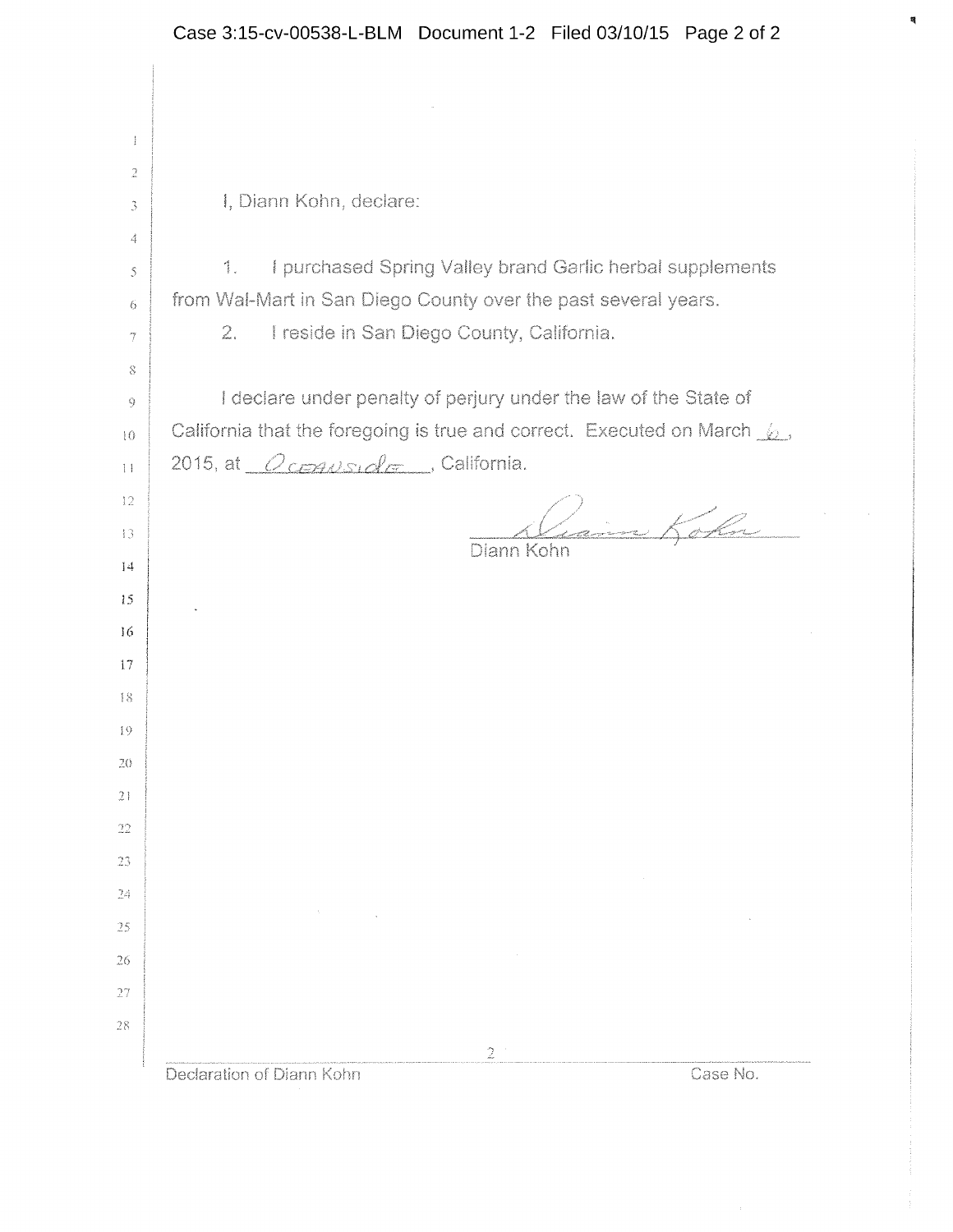I, Diann Kohn, declare:

1. I purchased Spring Valley brand Garlic herbal supplements from Wal-Mart in San Diego County over the past several years.

2. I reside in San Diego County, California.

I declare under penalty of perjury under the law of the State of California that the foregoing is true and correct. Executed on March 6, 2015, at Oceanside, California.

Diann Kohn

Declaration of Diann Kohn — Case No.